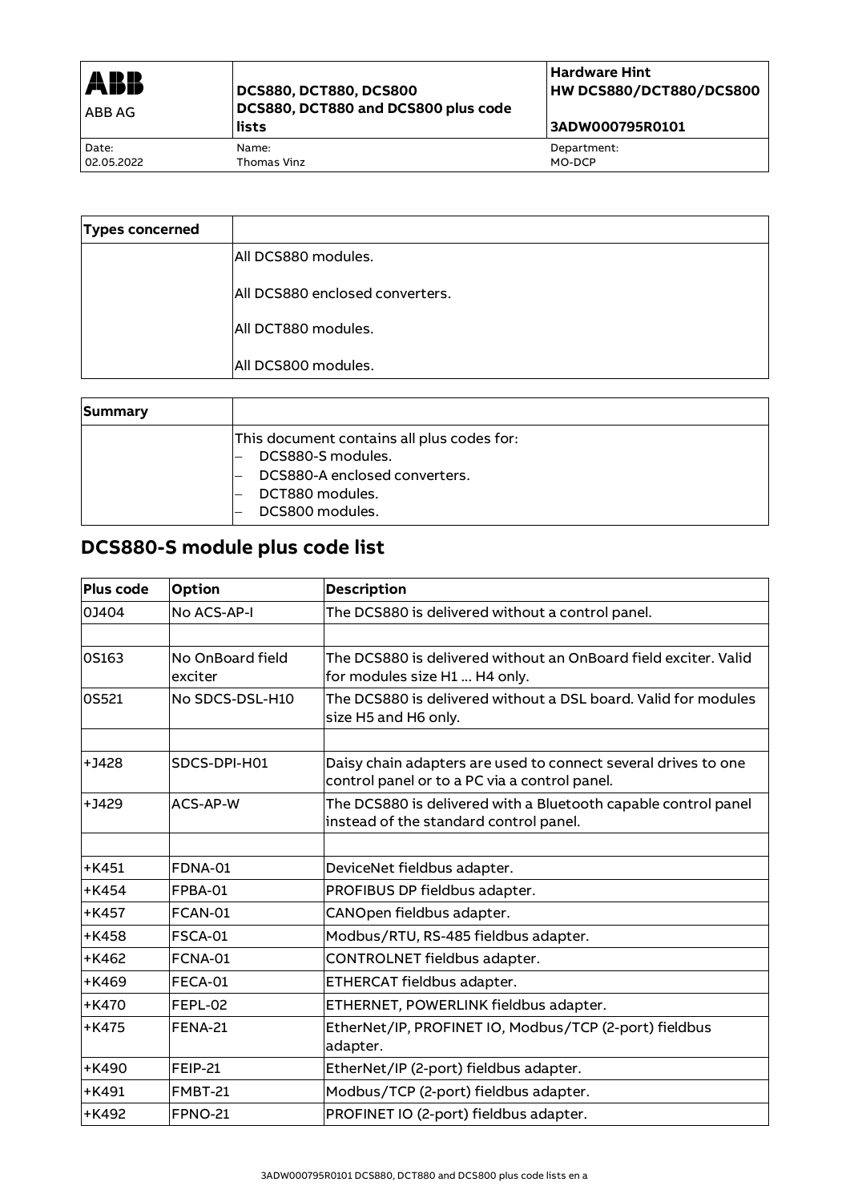| ABB<br>ABB AG | DCS880, DCT880, DCS800<br>DCS880, DCT880 and DCS800 plus code lists | Hardware Hint<br>HW DCS880/DCT880/DCS800<br><br>3ADW000795R0101 |
|---|---|---|
| Date:<br>02.05.2022 | Name:<br>Thomas Vinz | Department:<br>MO-DCP |

| Types concerned | |
|---|---|
| | All DCS880 modules. |
| | All DCS880 enclosed converters. |
| | All DCT880 modules. |
| | All DCS800 modules. |

| Summary | |
|---|---|
| | This document contains all plus codes for:<br>– DCS880-S modules.<br>– DCS880-A enclosed converters.<br>– DCT880 modules.<br>– DCS800 modules. |

## DCS880-S module plus code list

| Plus code | Option | Description |
|---|---|---|
| 0J404 | No ACS-AP-I | The DCS880 is delivered without a control panel. |
| | | |
| 0S163 | No OnBoard field exciter | The DCS880 is delivered without an OnBoard field exciter. Valid for modules size H1 ... H4 only. |
| 0S521 | No SDCS-DSL-H10 | The DCS880 is delivered without a DSL board. Valid for modules size H5 and H6 only. |
| | | |
| +J428 | SDCS-DPI-H01 | Daisy chain adapters are used to connect several drives to one control panel or to a PC via a control panel. |
| +J429 | ACS-AP-W | The DCS880 is delivered with a Bluetooth capable control panel instead of the standard control panel. |
| | | |
| +K451 | FDNA-01 | DeviceNet fieldbus adapter. |
| +K454 | FPBA-01 | PROFIBUS DP fieldbus adapter. |
| +K457 | FCAN-01 | CANOpen fieldbus adapter. |
| +K458 | FSCA-01 | Modbus/RTU, RS-485 fieldbus adapter. |
| +K462 | FCNA-01 | CONTROLNET fieldbus adapter. |
| +K469 | FECA-01 | ETHERCAT fieldbus adapter. |
| +K470 | FEPL-02 | ETHERNET, POWERLINK fieldbus adapter. |
| +K475 | FENA-21 | EtherNet/IP, PROFINET IO, Modbus/TCP (2-port) fieldbus adapter. |
| +K490 | FEIP-21 | EtherNet/IP (2-port) fieldbus adapter. |
| +K491 | FMBT-21 | Modbus/TCP (2-port) fieldbus adapter. |
| +K492 | FPNO-21 | PROFINET IO (2-port) fieldbus adapter. |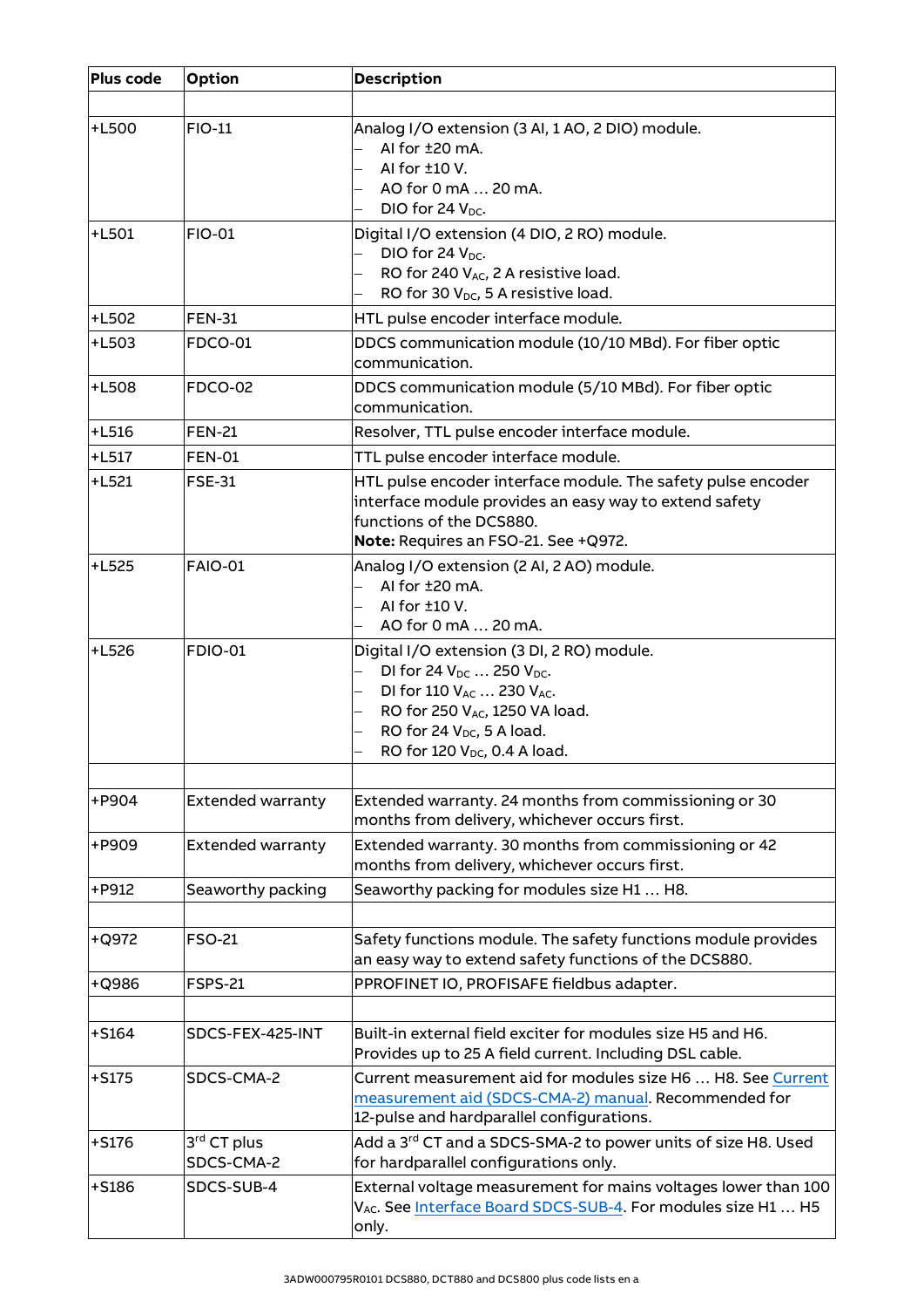| Plus code | Option | Description |
|---|---|---|
| | | |
| +L500 | FIO-11 | Analog I/O extension (3 AI, 1 AO, 2 DIO) module.<br>– AI for ±20 mA.<br>– AI for ±10 V.<br>– AO for 0 mA … 20 mA.<br>– DIO for 24 $V_{DC}$. |
| +L501 | FIO-01 | Digital I/O extension (4 DIO, 2 RO) module.<br>– DIO for 24 $V_{DC}$.<br>– RO for 240 $V_{AC}$, 2 A resistive load.<br>– RO for 30 $V_{DC}$, 5 A resistive load. |
| +L502 | FEN-31 | HTL pulse encoder interface module. |
| +L503 | FDCO-01 | DDCS communication module (10/10 MBd). For fiber optic communication. |
| +L508 | FDCO-02 | DDCS communication module (5/10 MBd). For fiber optic communication. |
| +L516 | FEN-21 | Resolver, TTL pulse encoder interface module. |
| +L517 | FEN-01 | TTL pulse encoder interface module. |
| +L521 | FSE-31 | HTL pulse encoder interface module. The safety pulse encoder interface module provides an easy way to extend safety functions of the DCS880.<br>**Note:** Requires an FSO-21. See +Q972. |
| +L525 | FAIO-01 | Analog I/O extension (2 AI, 2 AO) module.<br>– AI for ±20 mA.<br>– AI for ±10 V.<br>– AO for 0 mA … 20 mA. |
| +L526 | FDIO-01 | Digital I/O extension (3 DI, 2 RO) module.<br>– DI for 24 $V_{DC}$ … 250 $V_{DC}$.<br>– DI for 110 $V_{AC}$ … 230 $V_{AC}$.<br>– RO for 250 $V_{AC}$, 1250 VA load.<br>– RO for 24 $V_{DC}$, 5 A load.<br>– RO for 120 $V_{DC}$, 0.4 A load. |
| | | |
| +P904 | Extended warranty | Extended warranty. 24 months from commissioning or 30 months from delivery, whichever occurs first. |
| +P909 | Extended warranty | Extended warranty. 30 months from commissioning or 42 months from delivery, whichever occurs first. |
| +P912 | Seaworthy packing | Seaworthy packing for modules size H1 … H8. |
| | | |
| +Q972 | FSO-21 | Safety functions module. The safety functions module provides an easy way to extend safety functions of the DCS880. |
| +Q986 | FSPS-21 | PPROFINET IO, PROFISAFE fieldbus adapter. |
| | | |
| +S164 | SDCS-FEX-425-INT | Built-in external field exciter for modules size H5 and H6. Provides up to 25 A field current. Including DSL cable. |
| +S175 | SDCS-CMA-2 | Current measurement aid for modules size H6 … H8. See Current measurement aid (SDCS-CMA-2) manual. Recommended for 12-pulse and hardparallel configurations. |
| +S176 | 3rd CT plus SDCS-CMA-2 | Add a 3rd CT and a SDCS-SMA-2 to power units of size H8. Used for hardparallel configurations only. |
| +S186 | SDCS-SUB-4 | External voltage measurement for mains voltages lower than 100 $V_{AC}$. See Interface Board SDCS-SUB-4. For modules size H1 … H5 only. |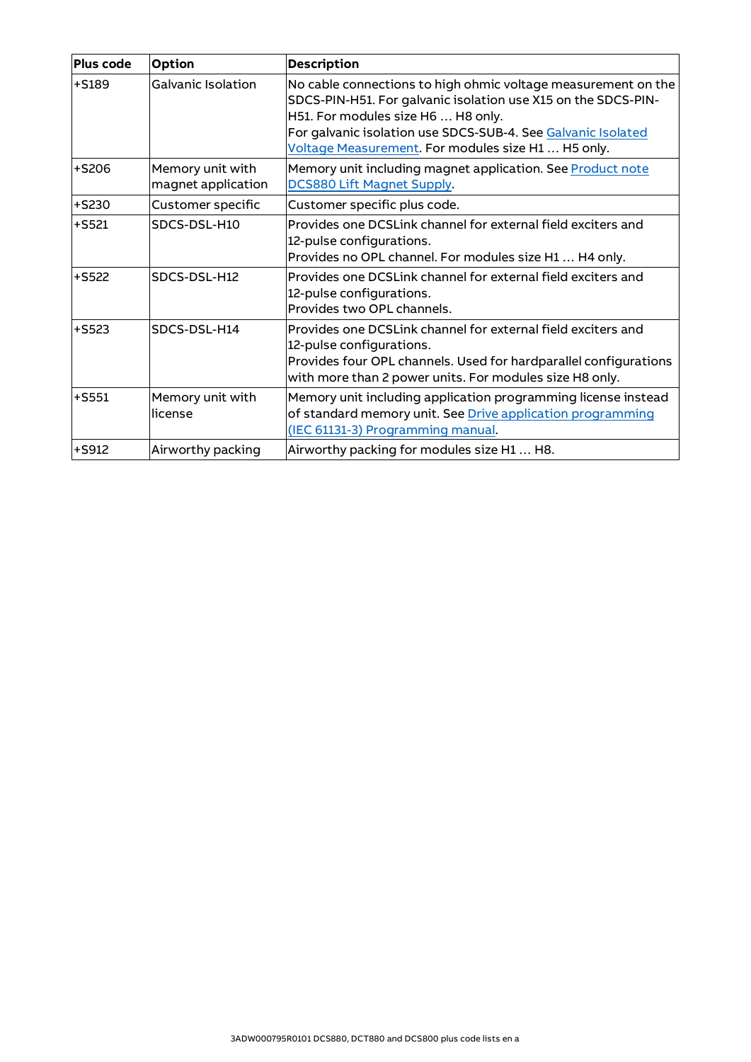| Plus code | Option | Description |
|---|---|---|
| +S189 | Galvanic Isolation | No cable connections to high ohmic voltage measurement on the SDCS-PIN-H51. For galvanic isolation use X15 on the SDCS-PIN-H51. For modules size H6 … H8 only.<br>For galvanic isolation use SDCS-SUB-4. See Galvanic Isolated Voltage Measurement. For modules size H1 … H5 only. |
| +S206 | Memory unit with magnet application | Memory unit including magnet application. See Product note DCS880 Lift Magnet Supply. |
| +S230 | Customer specific | Customer specific plus code. |
| +S521 | SDCS-DSL-H10 | Provides one DCSLink channel for external field exciters and 12-pulse configurations.<br>Provides no OPL channel. For modules size H1 … H4 only. |
| +S522 | SDCS-DSL-H12 | Provides one DCSLink channel for external field exciters and 12-pulse configurations.<br>Provides two OPL channels. |
| +S523 | SDCS-DSL-H14 | Provides one DCSLink channel for external field exciters and 12-pulse configurations.<br>Provides four OPL channels. Used for hardparallel configurations with more than 2 power units. For modules size H8 only. |
| +S551 | Memory unit with license | Memory unit including application programming license instead of standard memory unit. See Drive application programming (IEC 61131-3) Programming manual. |
| +S912 | Airworthy packing | Airworthy packing for modules size H1 … H8. |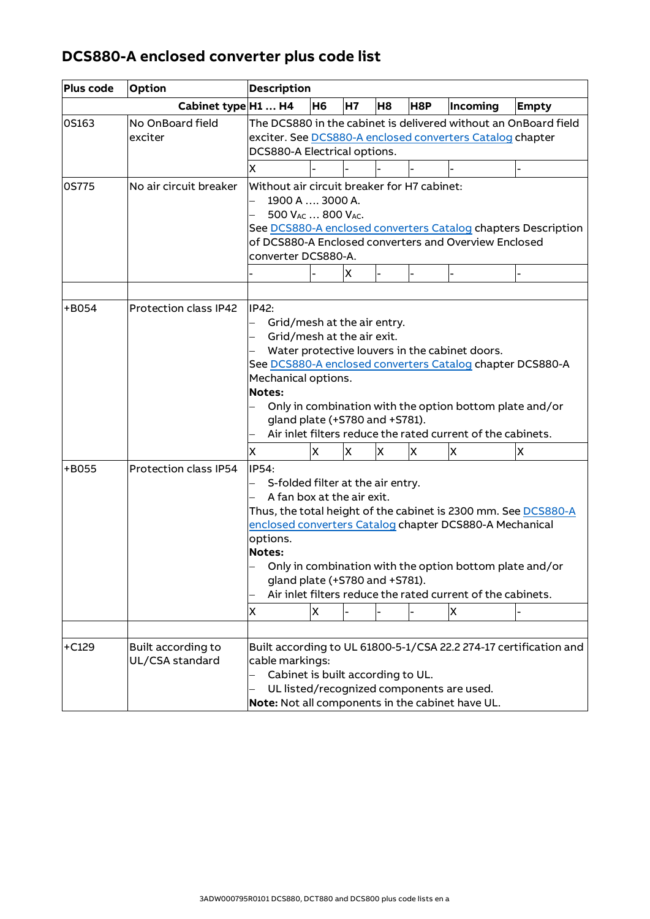## DCS880-A enclosed converter plus code list

| Plus code | Option | Description | | | | | | |
|---|---|---|---|---|---|---|---|---|
| | Cabinet type | H1 … H4 | H6 | H7 | H8 | H8P | Incoming | Empty |
| 0S163 | No OnBoard field exciter | The DCS880 in the cabinet is delivered without an OnBoard field exciter. See DCS880-A enclosed converters Catalog chapter DCS880-A Electrical options. | | | | | | |
| | | X | - | - | - | - | - | - |
| 0S775 | No air circuit breaker | Without air circuit breaker for H7 cabinet:<br>– 1900 A …. 3000 A.<br>– 500 $V_{AC}$ … 800 $V_{AC}$.<br>See DCS880-A enclosed converters Catalog chapters Description of DCS880-A Enclosed converters and Overview Enclosed converter DCS880-A. | | | | | | |
| | | - | - | X | - | - | - | - |
| | | | | | | | | |
| +B054 | Protection class IP42 | IP42:<br>– Grid/mesh at the air entry.<br>– Grid/mesh at the air exit.<br>– Water protective louvers in the cabinet doors.<br>See DCS880-A enclosed converters Catalog chapter DCS880-A Mechanical options.<br>**Notes:**<br>– Only in combination with the option bottom plate and/or gland plate (+S780 and +S781).<br>– Air inlet filters reduce the rated current of the cabinets. | | | | | | |
| | | X | X | X | X | X | X | X |
| +B055 | Protection class IP54 | IP54:<br>– S-folded filter at the air entry.<br>– A fan box at the air exit.<br>Thus, the total height of the cabinet is 2300 mm. See DCS880-A enclosed converters Catalog chapter DCS880-A Mechanical options.<br>**Notes:**<br>– Only in combination with the option bottom plate and/or gland plate (+S780 and +S781).<br>– Air inlet filters reduce the rated current of the cabinets. | | | | | | |
| | | X | X | - | - | - | X | - |
| | | | | | | | | |
| +C129 | Built according to UL/CSA standard | Built according to UL 61800-5-1/CSA 22.2 274-17 certification and cable markings:<br>– Cabinet is built according to UL.<br>– UL listed/recognized components are used.<br>**Note:** Not all components in the cabinet have UL. | | | | | | |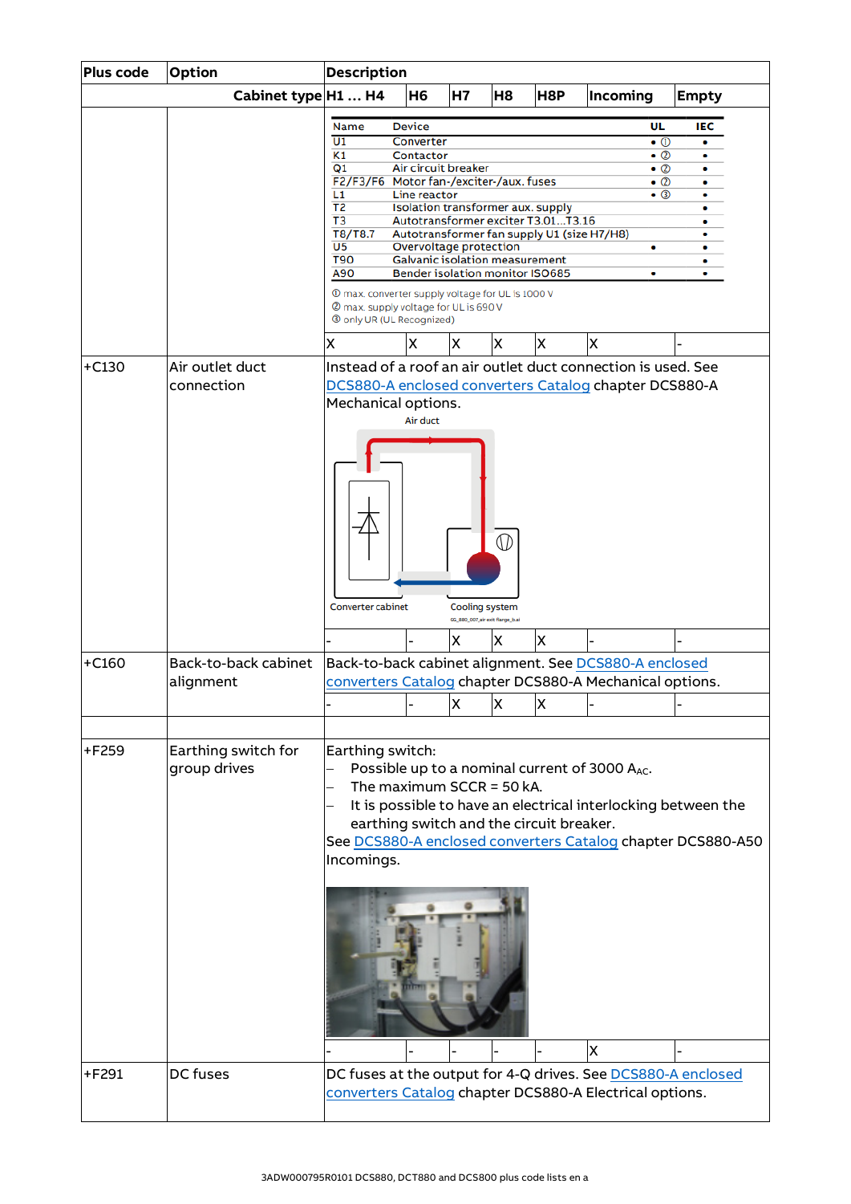| Plus code | Option | Description | | | | | | |
|---|---|---|---|---|---|---|---|---|
| | Cabinet type | H1 … H4 | H6 | H7 | H8 | H8P | Incoming | Empty |
| | | Name / Device / UL / IEC:<br>U1 Converter • ① •<br>K1 Contactor • ② •<br>Q1 Air circuit breaker • ② •<br>F2/F3/F6 Motor fan-/exciter-/aux. fuses • ② •<br>L1 Line reactor • ③ •<br>T2 Isolation transformer aux. supply •<br>T3 Autotransformer exciter T3.01…T3.16 •<br>T8/T8.7 Autotransformer fan supply U1 (size H7/H8) •<br>U5 Overvoltage protection • •<br>T90 Galvanic isolation measurement •<br>A90 Bender isolation monitor ISO685 • •<br>① max. converter supply voltage for UL is 1000 V<br>② max. supply voltage for UL is 690 V<br>③ only UR (UL Recognized) | | | | | | |
| | | X | X | X | X | X | X | - |
| +C130 | Air outlet duct connection | Instead of a roof an air outlet duct connection is used. See DCS880-A enclosed converters Catalog chapter DCS880-A Mechanical options.<br>Air duct<br>Converter cabinet<br>Cooling system | | | | | | |
| | | - | - | X | X | X | - | - |
| +C160 | Back-to-back cabinet alignment | Back-to-back cabinet alignment. See DCS880-A enclosed converters Catalog chapter DCS880-A Mechanical options. | | | | | | |
| | | - | - | X | X | X | - | - |
| | | | | | | | | |
| +F259 | Earthing switch for group drives | Earthing switch:<br>– Possible up to a nominal current of 3000 $A_{AC}$.<br>– The maximum SCCR = 50 kA.<br>– It is possible to have an electrical interlocking between the earthing switch and the circuit breaker.<br>See DCS880-A enclosed converters Catalog chapter DCS880-A50 Incomings. | | | | | | |
| | | - | - | - | - | - | X | - |
| +F291 | DC fuses | DC fuses at the output for 4-Q drives. See DCS880-A enclosed converters Catalog chapter DCS880-A Electrical options. | | | | | | |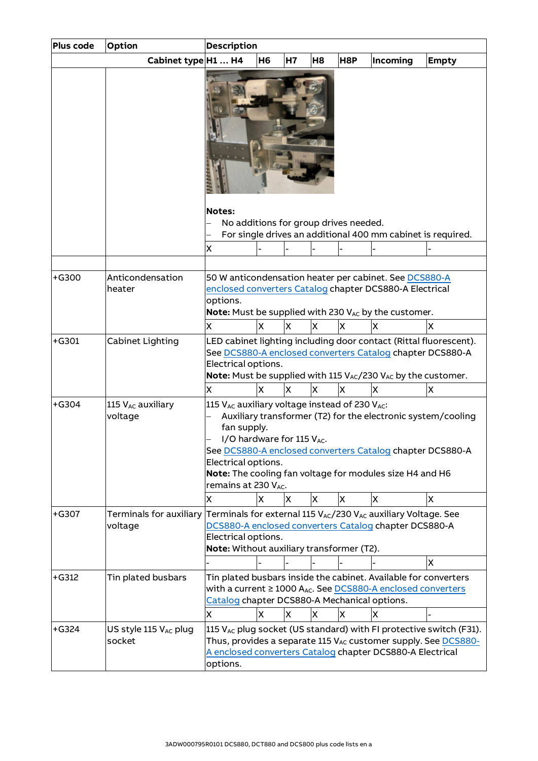| Plus code | Option | Description | | | | | | |
|---|---|---|---|---|---|---|---|---|
| | Cabinet type | H1 … H4 | H6 | H7 | H8 | H8P | Incoming | Empty |
| | | **Notes:**<br>– No additions for group drives needed.<br>– For single drives an additional 400 mm cabinet is required. | | | | | | |
| | | X | - | - | - | - | - | - |
| | | | | | | | | |
| +G300 | Anticondensation heater | 50 W anticondensation heater per cabinet. See DCS880-A enclosed converters Catalog chapter DCS880-A Electrical options.<br>**Note:** Must be supplied with 230 $V_{AC}$ by the customer. | | | | | | |
| | | X | X | X | X | X | X | X |
| +G301 | Cabinet Lighting | LED cabinet lighting including door contact (Rittal fluorescent). See DCS880-A enclosed converters Catalog chapter DCS880-A Electrical options.<br>**Note:** Must be supplied with 115 $V_{AC}$/230 $V_{AC}$ by the customer. | | | | | | |
| | | X | X | X | X | X | X | X |
| +G304 | 115 $V_{AC}$ auxiliary voltage | 115 $V_{AC}$ auxiliary voltage instead of 230 $V_{AC}$:<br>– Auxiliary transformer (T2) for the electronic system/cooling fan supply.<br>– I/O hardware for 115 $V_{AC}$.<br>See DCS880-A enclosed converters Catalog chapter DCS880-A Electrical options.<br>**Note:** The cooling fan voltage for modules size H4 and H6 remains at 230 $V_{AC}$. | | | | | | |
| | | X | X | X | X | X | X | X |
| +G307 | Terminals for auxiliary voltage | Terminals for external 115 $V_{AC}$/230 $V_{AC}$ auxiliary Voltage. See DCS880-A enclosed converters Catalog chapter DCS880-A Electrical options.<br>**Note:** Without auxiliary transformer (T2). | | | | | | |
| | | - | - | - | - | - | - | X |
| +G312 | Tin plated busbars | Tin plated busbars inside the cabinet. Available for converters with a current ≥ 1000 $A_{AC}$. See DCS880-A enclosed converters Catalog chapter DCS880-A Mechanical options. | | | | | | |
| | | X | X | X | X | X | X | - |
| +G324 | US style 115 $V_{AC}$ plug socket | 115 $V_{AC}$ plug socket (US standard) with FI protective switch (F31). Thus, provides a separate 115 $V_{AC}$ customer supply. See DCS880-A enclosed converters Catalog chapter DCS880-A Electrical options. | | | | | | |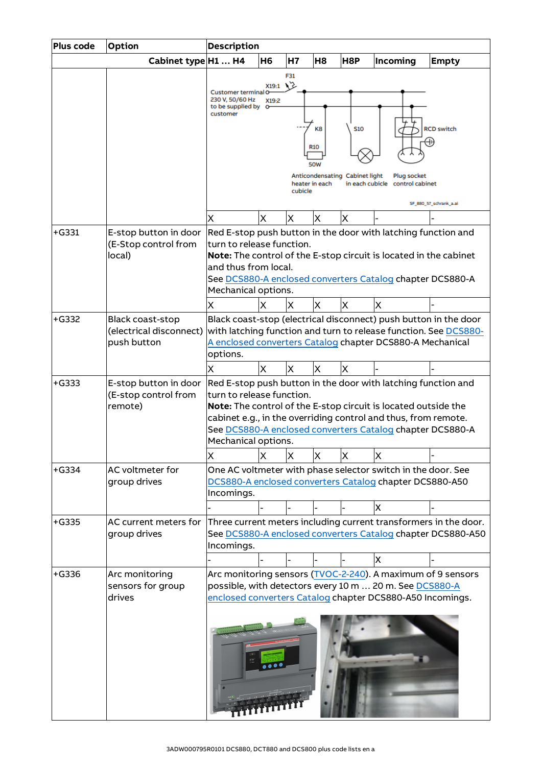| Plus code | Option | Description | | | | | | |
|---|---|---|---|---|---|---|---|---|
| | Cabinet type | H1 … H4 | H6 | H7 | H8 | H8P | Incoming | Empty |
| | | Customer terminal 230 V, 50/60 Hz to be supplied by customer; X19:1; X19:2; F31; K8; R10; 50W; S10; RCD switch; Anticondensating heater in each cubicle; Cabinet light in each cubicle; Plug socket control cabinet; SF_880_57_schrank_a.ai | | | | | | |
| | | X | X | X | X | X | - | - |
| +G331 | E-stop button in door (E-Stop control from local) | Red E-stop push button in the door with latching function and turn to release function.<br>**Note:** The control of the E-stop circuit is located in the cabinet and thus from local.<br>See DCS880-A enclosed converters Catalog chapter DCS880-A Mechanical options. | | | | | | |
| | | X | X | X | X | X | X | - |
| +G332 | Black coast-stop (electrical disconnect) push button | Black coast-stop (electrical disconnect) push button in the door with latching function and turn to release function. See DCS880-A enclosed converters Catalog chapter DCS880-A Mechanical options. | | | | | | |
| | | X | X | X | X | X | - | - |
| +G333 | E-stop button in door (E-stop control from remote) | Red E-stop push button in the door with latching function and turn to release function.<br>**Note:** The control of the E-stop circuit is located outside the cabinet e.g., in the overriding control and thus, from remote.<br>See DCS880-A enclosed converters Catalog chapter DCS880-A Mechanical options. | | | | | | |
| | | X | X | X | X | X | X | - |
| +G334 | AC voltmeter for group drives | One AC voltmeter with phase selector switch in the door. See DCS880-A enclosed converters Catalog chapter DCS880-A50 Incomings. | | | | | | |
| | | - | - | - | - | - | X | - |
| +G335 | AC current meters for group drives | Three current meters including current transformers in the door. See DCS880-A enclosed converters Catalog chapter DCS880-A50 Incomings. | | | | | | |
| | | - | - | - | - | - | X | - |
| +G336 | Arc monitoring sensors for group drives | Arc monitoring sensors (TVOC-2-240). A maximum of 9 sensors possible, with detectors every 10 m … 20 m. See DCS880-A enclosed converters Catalog chapter DCS880-A50 Incomings. | | | | | | |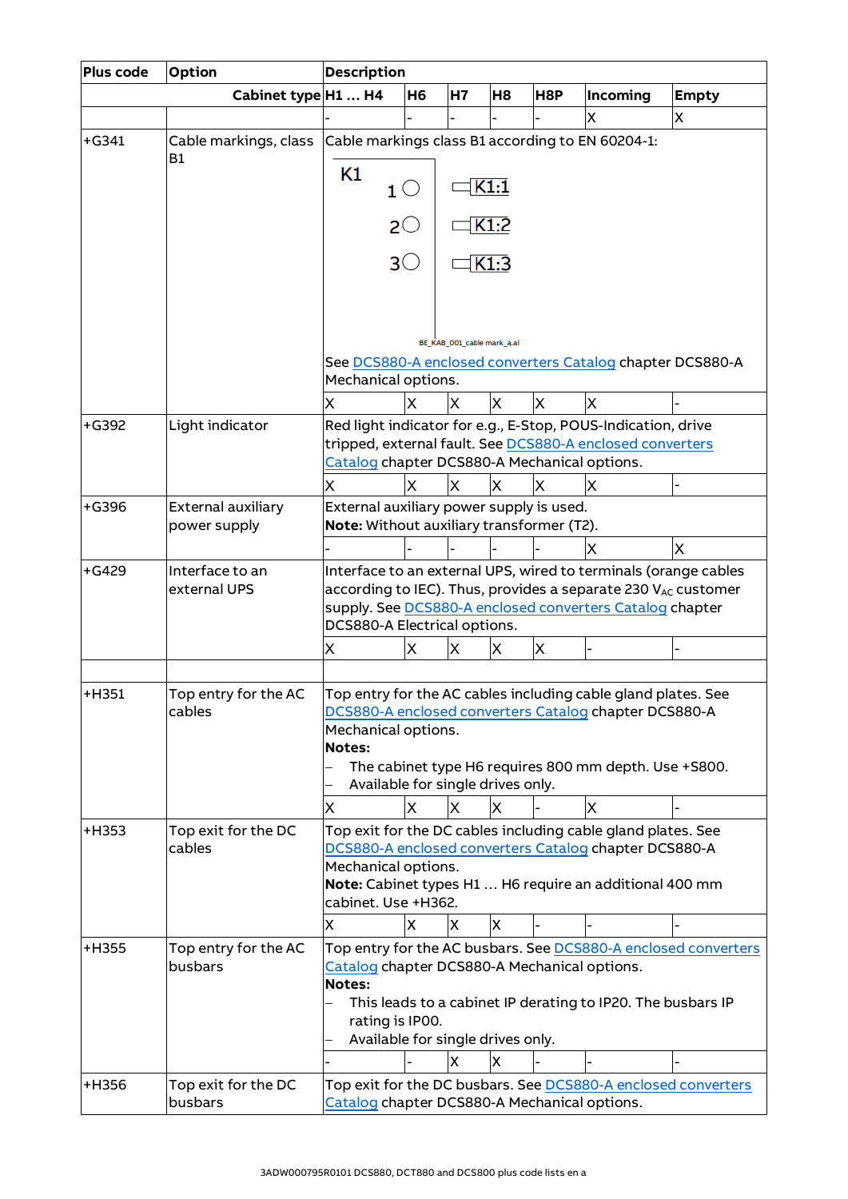| Plus code | Option | Description | | | | | | |
|---|---|---|---|---|---|---|---|---|
| | Cabinet type | H1 … H4 | H6 | H7 | H8 | H8P | Incoming | Empty |
| | | - | - | - | - | - | X | X |
| +G341 | Cable markings, class B1 | Cable markings class B1 according to EN 60204-1: K1 1 ○ K1:1, 2 ○ K1:2, 3 ○ K1:3 BE_KAB_001_cable mark_a.ai See DCS880-A enclosed converters Catalog chapter DCS880-A Mechanical options. | | | | | | |
| | | X | X | X | X | X | X | - |
| +G392 | Light indicator | Red light indicator for e.g., E-Stop, POUS-Indication, drive tripped, external fault. See DCS880-A enclosed converters Catalog chapter DCS880-A Mechanical options. | | | | | | |
| | | X | X | X | X | X | X | - |
| +G396 | External auxiliary power supply | External auxiliary power supply is used. **Note:** Without auxiliary transformer (T2). | | | | | | |
| | | - | - | - | - | - | X | X |
| +G429 | Interface to an external UPS | Interface to an external UPS, wired to terminals (orange cables according to IEC). Thus, provides a separate 230 $V_{AC}$ customer supply. See DCS880-A enclosed converters Catalog chapter DCS880-A Electrical options. | | | | | | |
| | | X | X | X | X | X | - | - |
| | | | | | | | | |
| +H351 | Top entry for the AC cables | Top entry for the AC cables including cable gland plates. See DCS880-A enclosed converters Catalog chapter DCS880-A Mechanical options. **Notes:** – The cabinet type H6 requires 800 mm depth. Use +S800. – Available for single drives only. | | | | | | |
| | | X | X | X | X | - | X | - |
| +H353 | Top exit for the DC cables | Top exit for the DC cables including cable gland plates. See DCS880-A enclosed converters Catalog chapter DCS880-A Mechanical options. **Note:** Cabinet types H1 … H6 require an additional 400 mm cabinet. Use +H362. | | | | | | |
| | | X | X | X | X | - | - | - |
| +H355 | Top entry for the AC busbars | Top entry for the AC busbars. See DCS880-A enclosed converters Catalog chapter DCS880-A Mechanical options. **Notes:** – This leads to a cabinet IP derating to IP20. The busbars IP rating is IP00. – Available for single drives only. | | | | | | |
| | | - | - | X | X | - | - | - |
| +H356 | Top exit for the DC busbars | Top exit for the DC busbars. See DCS880-A enclosed converters Catalog chapter DCS880-A Mechanical options. | | | | | | |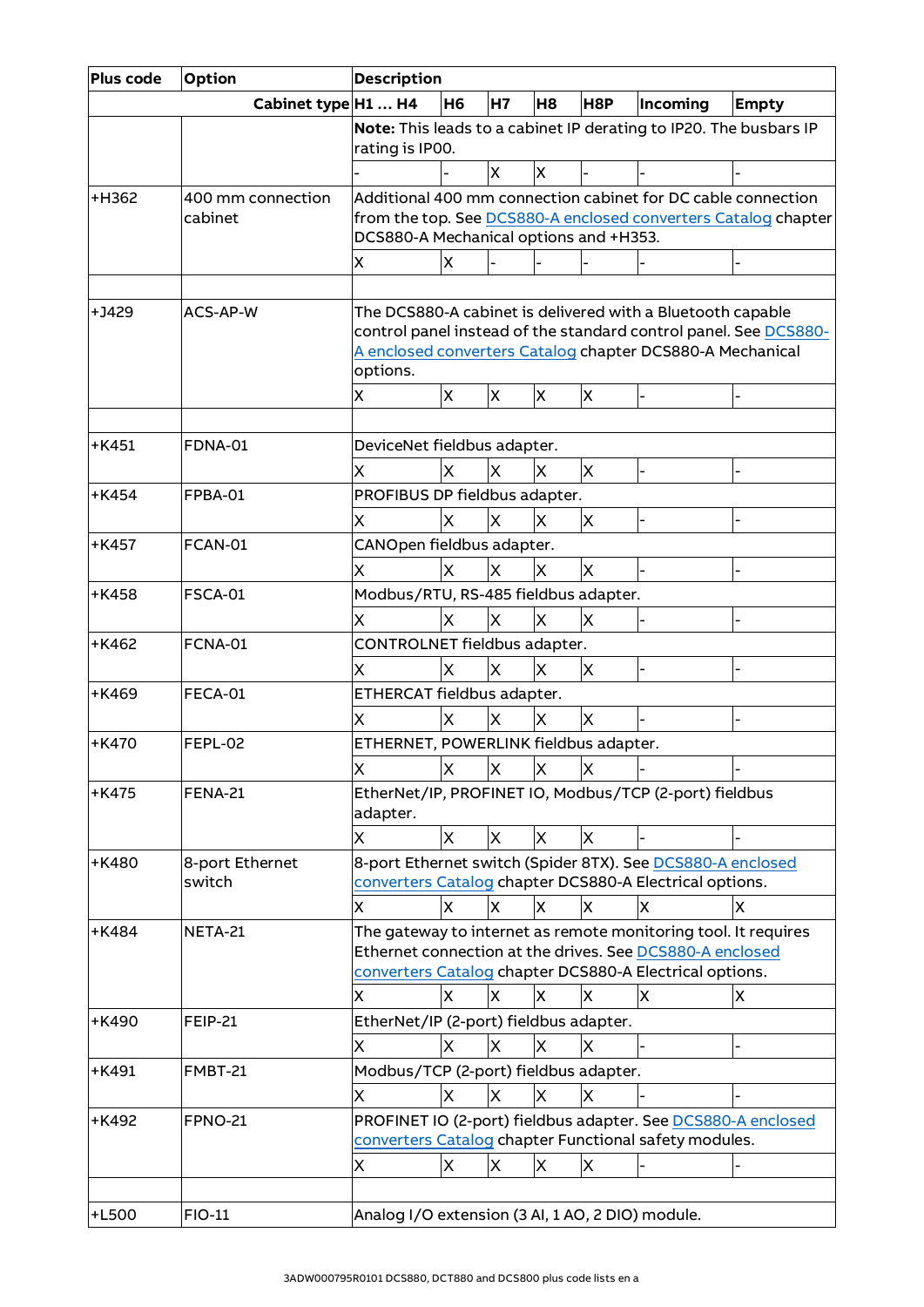| Plus code | Option | Description | | | | | | |
|---|---|---|---|---|---|---|---|---|
| | Cabinet type | H1 … H4 | H6 | H7 | H8 | H8P | Incoming | Empty |
| | | **Note:** This leads to a cabinet IP derating to IP20. The busbars IP rating is IP00. | | | | | | |
| | | - | - | X | X | - | - | - |
| +H362 | 400 mm connection cabinet | Additional 400 mm connection cabinet for DC cable connection from the top. See DCS880-A enclosed converters Catalog chapter DCS880-A Mechanical options and +H353. | | | | | | |
| | | X | X | - | - | - | - | - |
| | | | | | | | | |
| +J429 | ACS-AP-W | The DCS880-A cabinet is delivered with a Bluetooth capable control panel instead of the standard control panel. See DCS880-A enclosed converters Catalog chapter DCS880-A Mechanical options. | | | | | | |
| | | X | X | X | X | X | - | - |
| | | | | | | | | |
| +K451 | FDNA-01 | DeviceNet fieldbus adapter. | | | | | | |
| | | X | X | X | X | X | - | - |
| +K454 | FPBA-01 | PROFIBUS DP fieldbus adapter. | | | | | | |
| | | X | X | X | X | X | - | - |
| +K457 | FCAN-01 | CANOpen fieldbus adapter. | | | | | | |
| | | X | X | X | X | X | - | - |
| +K458 | FSCA-01 | Modbus/RTU, RS-485 fieldbus adapter. | | | | | | |
| | | X | X | X | X | X | - | - |
| +K462 | FCNA-01 | CONTROLNET fieldbus adapter. | | | | | | |
| | | X | X | X | X | X | - | - |
| +K469 | FECA-01 | ETHERCAT fieldbus adapter. | | | | | | |
| | | X | X | X | X | X | - | - |
| +K470 | FEPL-02 | ETHERNET, POWERLINK fieldbus adapter. | | | | | | |
| | | X | X | X | X | X | - | - |
| +K475 | FENA-21 | EtherNet/IP, PROFINET IO, Modbus/TCP (2-port) fieldbus adapter. | | | | | | |
| | | X | X | X | X | X | - | - |
| +K480 | 8-port Ethernet switch | 8-port Ethernet switch (Spider 8TX). See DCS880-A enclosed converters Catalog chapter DCS880-A Electrical options. | | | | | | |
| | | X | X | X | X | X | X | X |
| +K484 | NETA-21 | The gateway to internet as remote monitoring tool. It requires Ethernet connection at the drives. See DCS880-A enclosed converters Catalog chapter DCS880-A Electrical options. | | | | | | |
| | | X | X | X | X | X | X | X |
| +K490 | FEIP-21 | EtherNet/IP (2-port) fieldbus adapter. | | | | | | |
| | | X | X | X | X | X | - | - |
| +K491 | FMBT-21 | Modbus/TCP (2-port) fieldbus adapter. | | | | | | |
| | | X | X | X | X | X | - | - |
| +K492 | FPNO-21 | PROFINET IO (2-port) fieldbus adapter. See DCS880-A enclosed converters Catalog chapter Functional safety modules. | | | | | | |
| | | X | X | X | X | X | - | - |
| | | | | | | | | |
| +L500 | FIO-11 | Analog I/O extension (3 AI, 1 AO, 2 DIO) module. | | | | | | |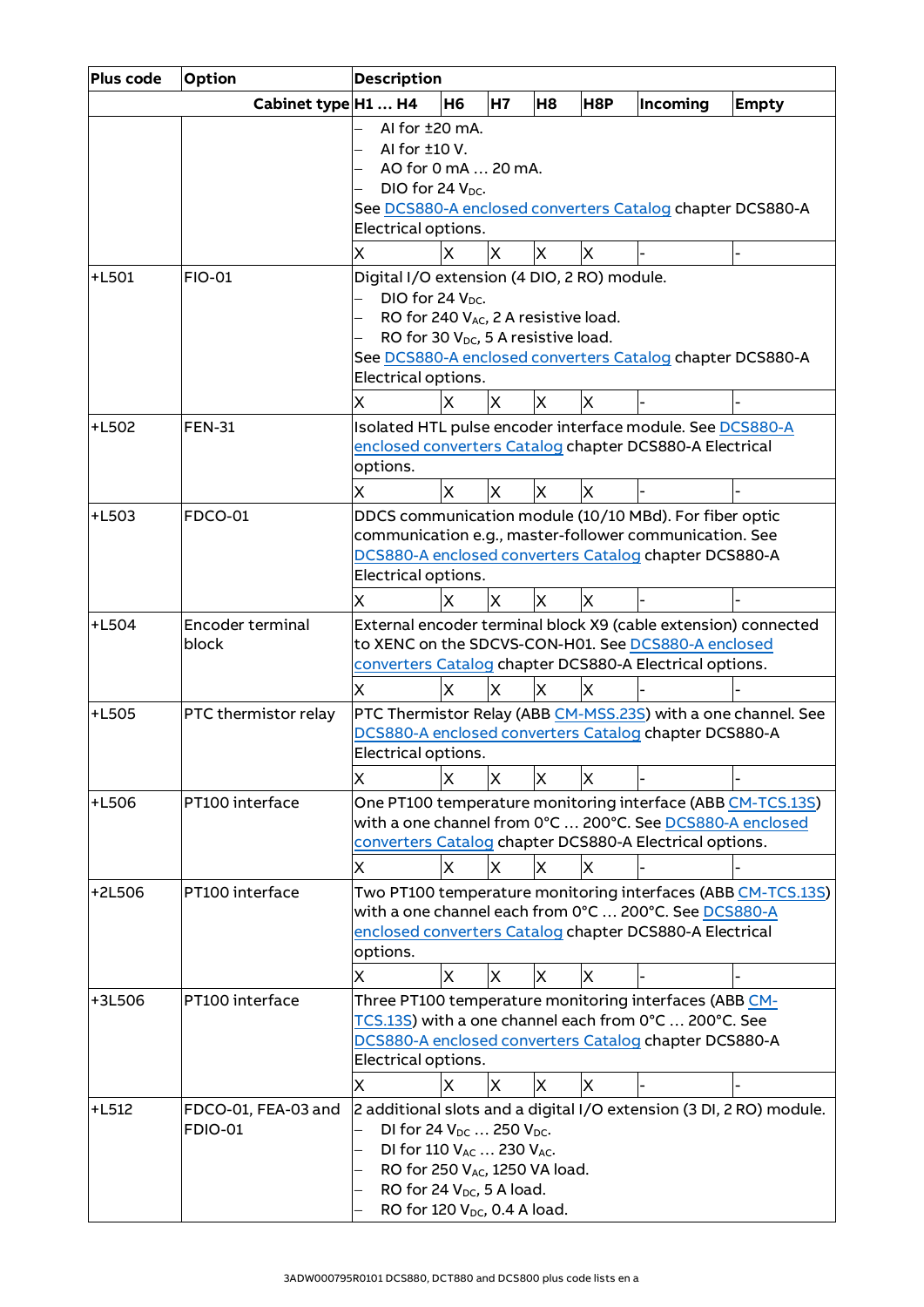| Plus code | Option | Description | | | | | | |
|---|---|---|---|---|---|---|---|---|
| | Cabinet type | H1 … H4 | H6 | H7 | H8 | H8P | Incoming | Empty |
| | | – AI for ±20 mA.<br>– AI for ±10 V.<br>– AO for 0 mA … 20 mA.<br>– DIO for 24 $V_{DC}$.<br>See DCS880-A enclosed converters Catalog chapter DCS880-A Electrical options. | | | | | | |
| | | X | X | X | X | X | - | - |
| +L501 | FIO-01 | Digital I/O extension (4 DIO, 2 RO) module.<br>– DIO for 24 $V_{DC}$.<br>– RO for 240 $V_{AC}$, 2 A resistive load.<br>– RO for 30 $V_{DC}$, 5 A resistive load.<br>See DCS880-A enclosed converters Catalog chapter DCS880-A Electrical options. | | | | | | |
| | | X | X | X | X | X | - | - |
| +L502 | FEN-31 | Isolated HTL pulse encoder interface module. See DCS880-A enclosed converters Catalog chapter DCS880-A Electrical options. | | | | | | |
| | | X | X | X | X | X | - | - |
| +L503 | FDCO-01 | DDCS communication module (10/10 MBd). For fiber optic communication e.g., master-follower communication. See DCS880-A enclosed converters Catalog chapter DCS880-A Electrical options. | | | | | | |
| | | X | X | X | X | X | - | - |
| +L504 | Encoder terminal block | External encoder terminal block X9 (cable extension) connected to XENC on the SDCVS-CON-H01. See DCS880-A enclosed converters Catalog chapter DCS880-A Electrical options. | | | | | | |
| | | X | X | X | X | X | - | - |
| +L505 | PTC thermistor relay | PTC Thermistor Relay (ABB CM-MSS.23S) with a one channel. See DCS880-A enclosed converters Catalog chapter DCS880-A Electrical options. | | | | | | |
| | | X | X | X | X | X | - | - |
| +L506 | PT100 interface | One PT100 temperature monitoring interface (ABB CM-TCS.13S) with a one channel from 0°C … 200°C. See DCS880-A enclosed converters Catalog chapter DCS880-A Electrical options. | | | | | | |
| | | X | X | X | X | X | - | - |
| +2L506 | PT100 interface | Two PT100 temperature monitoring interfaces (ABB CM-TCS.13S) with a one channel each from 0°C … 200°C. See DCS880-A enclosed converters Catalog chapter DCS880-A Electrical options. | | | | | | |
| | | X | X | X | X | X | - | - |
| +3L506 | PT100 interface | Three PT100 temperature monitoring interfaces (ABB CM-TCS.13S) with a one channel each from 0°C … 200°C. See DCS880-A enclosed converters Catalog chapter DCS880-A Electrical options. | | | | | | |
| | | X | X | X | X | X | - | - |
| +L512 | FDCO-01, FEA-03 and FDIO-01 | 2 additional slots and a digital I/O extension (3 DI, 2 RO) module.<br>– DI for 24 $V_{DC}$ … 250 $V_{DC}$.<br>– DI for 110 $V_{AC}$ … 230 $V_{AC}$.<br>– RO for 250 $V_{AC}$, 1250 VA load.<br>– RO for 24 $V_{DC}$, 5 A load.<br>– RO for 120 $V_{DC}$, 0.4 A load. | | | | | | |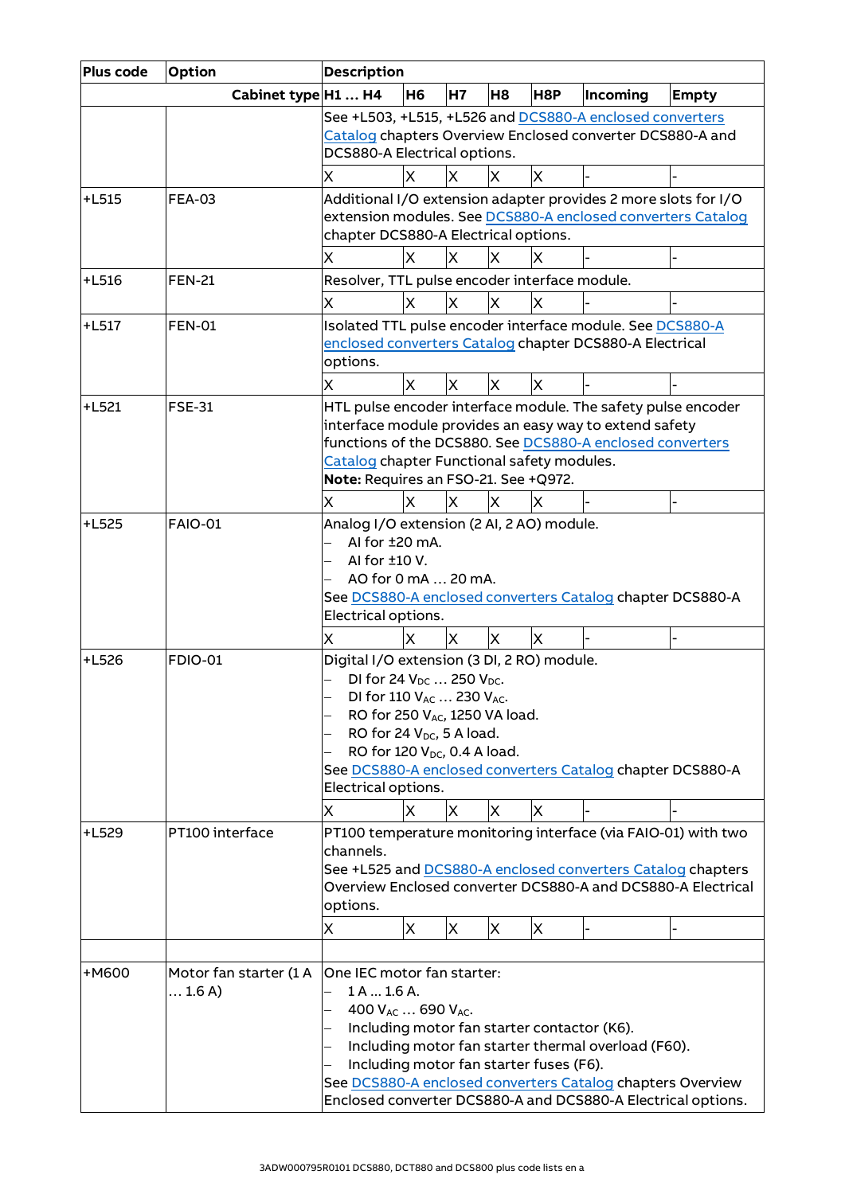| Plus code | Option | Description | | | | | | |
|---|---|---|---|---|---|---|---|---|
| | Cabinet type | H1 … H4 | H6 | H7 | H8 | H8P | Incoming | Empty |
| | | See +L503, +L515, +L526 and DCS880-A enclosed converters Catalog chapters Overview Enclosed converter DCS880-A and DCS880-A Electrical options. | | | | | | |
| | | X | X | X | X | X | - | - |
| +L515 | FEA-03 | Additional I/O extension adapter provides 2 more slots for I/O extension modules. See DCS880-A enclosed converters Catalog chapter DCS880-A Electrical options. | | | | | | |
| | | X | X | X | X | X | - | - |
| +L516 | FEN-21 | Resolver, TTL pulse encoder interface module. | | | | | | |
| | | X | X | X | X | X | - | - |
| +L517 | FEN-01 | Isolated TTL pulse encoder interface module. See DCS880-A enclosed converters Catalog chapter DCS880-A Electrical options. | | | | | | |
| | | X | X | X | X | X | - | - |
| +L521 | FSE-31 | HTL pulse encoder interface module. The safety pulse encoder interface module provides an easy way to extend safety functions of the DCS880. See DCS880-A enclosed converters Catalog chapter Functional safety modules. **Note:** Requires an FSO-21. See +Q972. | | | | | | |
| | | X | X | X | X | X | - | - |
| +L525 | FAIO-01 | Analog I/O extension (2 AI, 2 AO) module.<br>– AI for ±20 mA.<br>– AI for ±10 V.<br>– AO for 0 mA … 20 mA.<br>See DCS880-A enclosed converters Catalog chapter DCS880-A Electrical options. | | | | | | |
| | | X | X | X | X | X | - | - |
| +L526 | FDIO-01 | Digital I/O extension (3 DI, 2 RO) module.<br>– DI for 24 $V_{DC}$ … 250 $V_{DC}$.<br>– DI for 110 $V_{AC}$ … 230 $V_{AC}$.<br>– RO for 250 $V_{AC}$, 1250 VA load.<br>– RO for 24 $V_{DC}$, 5 A load.<br>– RO for 120 $V_{DC}$, 0.4 A load.<br>See DCS880-A enclosed converters Catalog chapter DCS880-A Electrical options. | | | | | | |
| | | X | X | X | X | X | - | - |
| +L529 | PT100 interface | PT100 temperature monitoring interface (via FAIO-01) with two channels.<br>See +L525 and DCS880-A enclosed converters Catalog chapters Overview Enclosed converter DCS880-A and DCS880-A Electrical options. | | | | | | |
| | | X | X | X | X | X | - | - |
| | | | | | | | | |
| +M600 | Motor fan starter (1 A … 1.6 A) | One IEC motor fan starter:<br>– 1 A … 1.6 A.<br>– 400 $V_{AC}$ … 690 $V_{AC}$.<br>– Including motor fan starter contactor (K6).<br>– Including motor fan starter thermal overload (F60).<br>– Including motor fan starter fuses (F6).<br>See DCS880-A enclosed converters Catalog chapters Overview Enclosed converter DCS880-A and DCS880-A Electrical options. | | | | | | |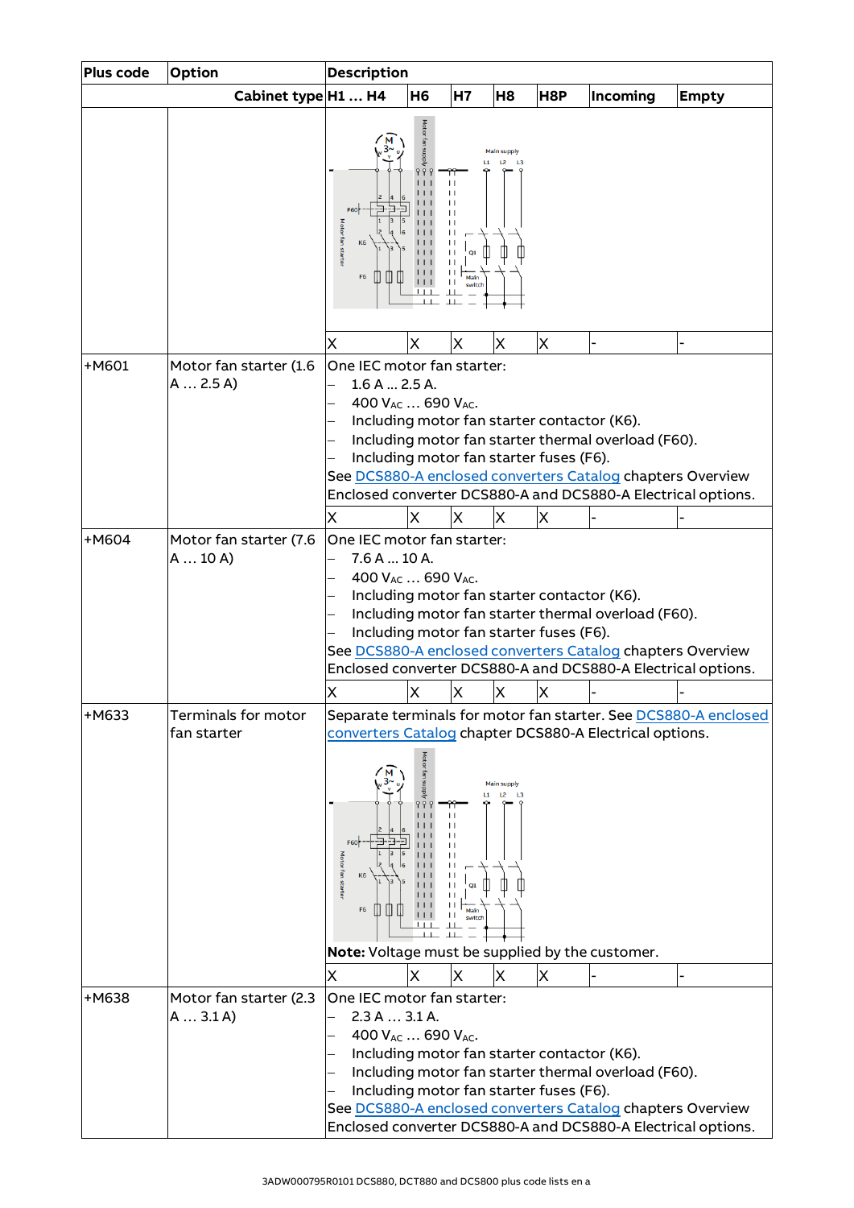| Plus code | Option | Description | | | | | | |
|---|---|---|---|---|---|---|---|---|
| | Cabinet type | H1 … H4 | H6 | H7 | H8 | H8P | Incoming | Empty |
| | | | | | | | | |
| | | X | X | X | X | X | - | - |
| +M601 | Motor fan starter (1.6 A … 2.5 A) | One IEC motor fan starter:<br>– 1.6 A ... 2.5 A.<br>– 400 $V_{AC}$ … 690 $V_{AC}$.<br>– Including motor fan starter contactor (K6).<br>– Including motor fan starter thermal overload (F60).<br>– Including motor fan starter fuses (F6).<br>See DCS880-A enclosed converters Catalog chapters Overview Enclosed converter DCS880-A and DCS880-A Electrical options. | | | | | | |
| | | X | X | X | X | X | - | - |
| +M604 | Motor fan starter (7.6 A … 10 A) | One IEC motor fan starter:<br>– 7.6 A ... 10 A.<br>– 400 $V_{AC}$ … 690 $V_{AC}$.<br>– Including motor fan starter contactor (K6).<br>– Including motor fan starter thermal overload (F60).<br>– Including motor fan starter fuses (F6).<br>See DCS880-A enclosed converters Catalog chapters Overview Enclosed converter DCS880-A and DCS880-A Electrical options. | | | | | | |
| | | X | X | X | X | X | - | - |
| +M633 | Terminals for motor fan starter | Separate terminals for motor fan starter. See DCS880-A enclosed converters Catalog chapter DCS880-A Electrical options.<br><br>**Note:** Voltage must be supplied by the customer. | | | | | | |
| | | X | X | X | X | X | - | - |
| +M638 | Motor fan starter (2.3 A … 3.1 A) | One IEC motor fan starter:<br>– 2.3 A … 3.1 A.<br>– 400 $V_{AC}$ … 690 $V_{AC}$.<br>– Including motor fan starter contactor (K6).<br>– Including motor fan starter thermal overload (F60).<br>– Including motor fan starter fuses (F6).<br>See DCS880-A enclosed converters Catalog chapters Overview Enclosed converter DCS880-A and DCS880-A Electrical options. | | | | | | |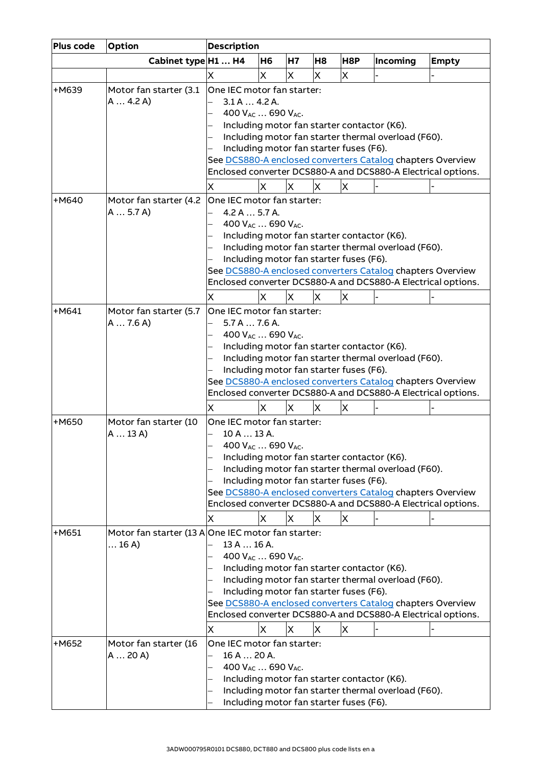| Plus code | Option | Description | | | | | | |
|---|---|---|---|---|---|---|---|---|
| | Cabinet type | H1 … H4 | H6 | H7 | H8 | H8P | Incoming | Empty |
| | | X | X | X | X | X | - | - |
| +M639 | Motor fan starter (3.1 A … 4.2 A) | One IEC motor fan starter:<br>– 3.1 A … 4.2 A.<br>– 400 $V_{AC}$ … 690 $V_{AC}$.<br>– Including motor fan starter contactor (K6).<br>– Including motor fan starter thermal overload (F60).<br>– Including motor fan starter fuses (F6).<br>See DCS880-A enclosed converters Catalog chapters Overview Enclosed converter DCS880-A and DCS880-A Electrical options. | | | | | | |
| | | X | X | X | X | X | - | - |
| +M640 | Motor fan starter (4.2 A … 5.7 A) | One IEC motor fan starter:<br>– 4.2 A … 5.7 A.<br>– 400 $V_{AC}$ … 690 $V_{AC}$.<br>– Including motor fan starter contactor (K6).<br>– Including motor fan starter thermal overload (F60).<br>– Including motor fan starter fuses (F6).<br>See DCS880-A enclosed converters Catalog chapters Overview Enclosed converter DCS880-A and DCS880-A Electrical options. | | | | | | |
| | | X | X | X | X | X | - | - |
| +M641 | Motor fan starter (5.7 A … 7.6 A) | One IEC motor fan starter:<br>– 5.7 A … 7.6 A.<br>– 400 $V_{AC}$ … 690 $V_{AC}$.<br>– Including motor fan starter contactor (K6).<br>– Including motor fan starter thermal overload (F60).<br>– Including motor fan starter fuses (F6).<br>See DCS880-A enclosed converters Catalog chapters Overview Enclosed converter DCS880-A and DCS880-A Electrical options. | | | | | | |
| | | X | X | X | X | X | - | - |
| +M650 | Motor fan starter (10 A … 13 A) | One IEC motor fan starter:<br>– 10 A … 13 A.<br>– 400 $V_{AC}$ … 690 $V_{AC}$.<br>– Including motor fan starter contactor (K6).<br>– Including motor fan starter thermal overload (F60).<br>– Including motor fan starter fuses (F6).<br>See DCS880-A enclosed converters Catalog chapters Overview Enclosed converter DCS880-A and DCS880-A Electrical options. | | | | | | |
| | | X | X | X | X | X | - | - |
| +M651 | Motor fan starter (13 A … 16 A) | One IEC motor fan starter:<br>– 13 A … 16 A.<br>– 400 $V_{AC}$ … 690 $V_{AC}$.<br>– Including motor fan starter contactor (K6).<br>– Including motor fan starter thermal overload (F60).<br>– Including motor fan starter fuses (F6).<br>See DCS880-A enclosed converters Catalog chapters Overview Enclosed converter DCS880-A and DCS880-A Electrical options. | | | | | | |
| | | X | X | X | X | X | - | - |
| +M652 | Motor fan starter (16 A … 20 A) | One IEC motor fan starter:<br>– 16 A … 20 A.<br>– 400 $V_{AC}$ … 690 $V_{AC}$.<br>– Including motor fan starter contactor (K6).<br>– Including motor fan starter thermal overload (F60).<br>– Including motor fan starter fuses (F6). | | | | | | |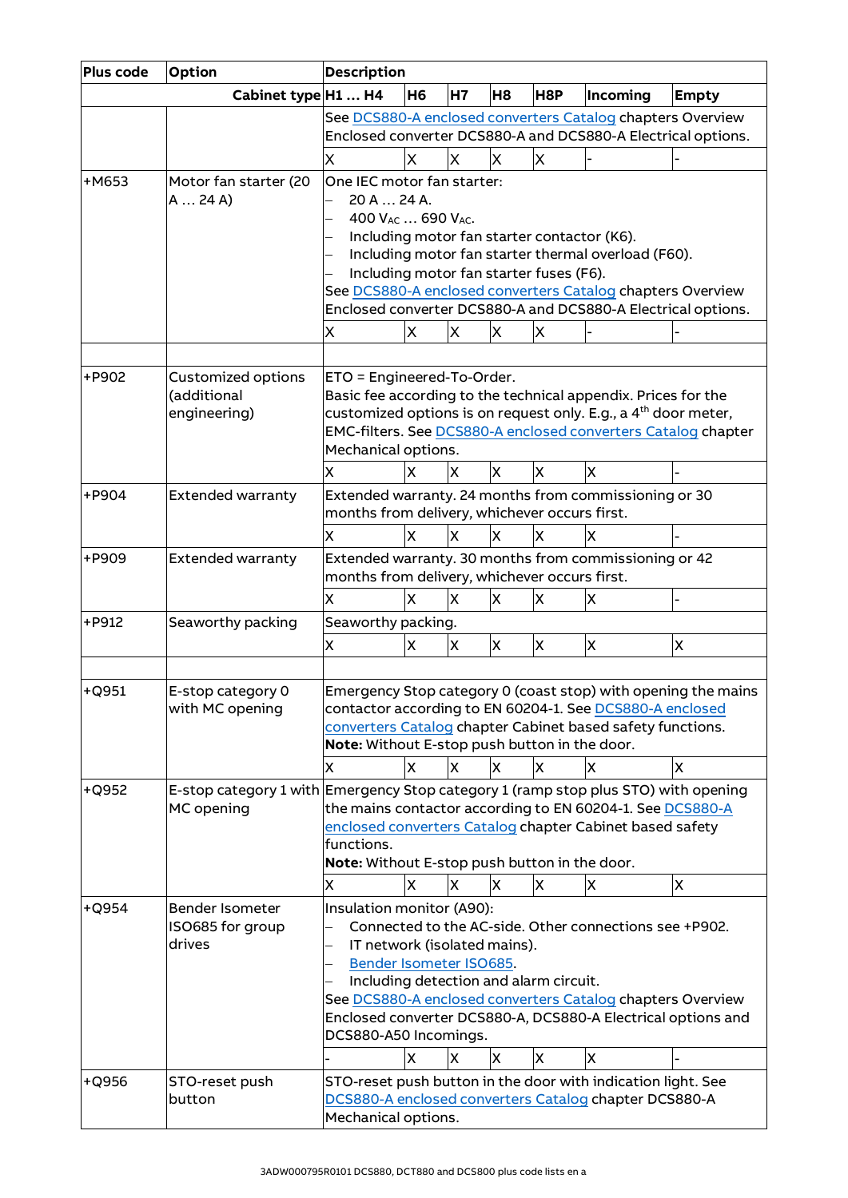| Plus code | Option | Description | | | | | | |
|---|---|---|---|---|---|---|---|---|
| | Cabinet type | H1 … H4 | H6 | H7 | H8 | H8P | Incoming | Empty |
| | | See DCS880-A enclosed converters Catalog chapters Overview Enclosed converter DCS880-A and DCS880-A Electrical options. | | | | | | |
| | | X | X | X | X | X | - | - |
| +M653 | Motor fan starter (20 A … 24 A) | One IEC motor fan starter:<br>– 20 A … 24 A.<br>– 400 $V_{AC}$ … 690 $V_{AC}$.<br>– Including motor fan starter contactor (K6).<br>– Including motor fan starter thermal overload (F60).<br>– Including motor fan starter fuses (F6).<br>See DCS880-A enclosed converters Catalog chapters Overview Enclosed converter DCS880-A and DCS880-A Electrical options. | | | | | | |
| | | X | X | X | X | X | - | - |
| | | | | | | | | |
| +P902 | Customized options (additional engineering) | ETO = Engineered-To-Order.<br>Basic fee according to the technical appendix. Prices for the customized options is on request only. E.g., a 4th door meter, EMC-filters. See DCS880-A enclosed converters Catalog chapter Mechanical options. | | | | | | |
| | | X | X | X | X | X | X | - |
| +P904 | Extended warranty | Extended warranty. 24 months from commissioning or 30 months from delivery, whichever occurs first. | | | | | | |
| | | X | X | X | X | X | X | - |
| +P909 | Extended warranty | Extended warranty. 30 months from commissioning or 42 months from delivery, whichever occurs first. | | | | | | |
| | | X | X | X | X | X | X | - |
| +P912 | Seaworthy packing | Seaworthy packing. | | | | | | |
| | | X | X | X | X | X | X | X |
| | | | | | | | | |
| +Q951 | E-stop category 0 with MC opening | Emergency Stop category 0 (coast stop) with opening the mains contactor according to EN 60204-1. See DCS880-A enclosed converters Catalog chapter Cabinet based safety functions.<br>**Note:** Without E-stop push button in the door. | | | | | | |
| | | X | X | X | X | X | X | X |
| +Q952 | E-stop category 1 with MC opening | Emergency Stop category 1 (ramp stop plus STO) with opening the mains contactor according to EN 60204-1. See DCS880-A enclosed converters Catalog chapter Cabinet based safety functions.<br>**Note:** Without E-stop push button in the door. | | | | | | |
| | | X | X | X | X | X | X | X |
| +Q954 | Bender Isometer ISO685 for group drives | Insulation monitor (A90):<br>– Connected to the AC-side. Other connections see +P902.<br>– IT network (isolated mains).<br>– Bender Isometer ISO685.<br>– Including detection and alarm circuit.<br>See DCS880-A enclosed converters Catalog chapters Overview Enclosed converter DCS880-A, DCS880-A Electrical options and DCS880-A50 Incomings. | | | | | | |
| | | - | X | X | X | X | X | - |
| +Q956 | STO-reset push button | STO-reset push button in the door with indication light. See DCS880-A enclosed converters Catalog chapter DCS880-A Mechanical options. | | | | | | |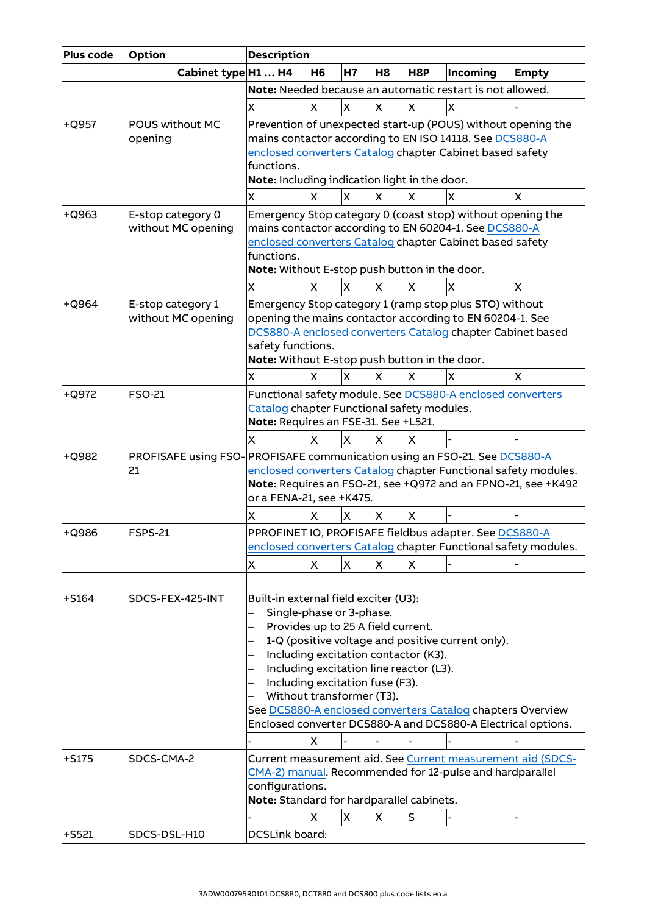| Plus code | Option | Description | | | | | | |
|---|---|---|---|---|---|---|---|---|
| | Cabinet type | H1 … H4 | H6 | H7 | H8 | H8P | Incoming | Empty |
| | | **Note:** Needed because an automatic restart is not allowed. | | | | | | |
| | | X | X | X | X | X | X | - |
| +Q957 | POUS without MC opening | Prevention of unexpected start-up (POUS) without opening the mains contactor according to EN ISO 14118. See DCS880-A enclosed converters Catalog chapter Cabinet based safety functions.<br>**Note:** Including indication light in the door. | | | | | | |
| | | X | X | X | X | X | X | X |
| +Q963 | E-stop category 0 without MC opening | Emergency Stop category 0 (coast stop) without opening the mains contactor according to EN 60204-1. See DCS880-A enclosed converters Catalog chapter Cabinet based safety functions.<br>**Note:** Without E-stop push button in the door. | | | | | | |
| | | X | X | X | X | X | X | X |
| +Q964 | E-stop category 1 without MC opening | Emergency Stop category 1 (ramp stop plus STO) without opening the mains contactor according to EN 60204-1. See DCS880-A enclosed converters Catalog chapter Cabinet based safety functions.<br>**Note:** Without E-stop push button in the door. | | | | | | |
| | | X | X | X | X | X | X | X |
| +Q972 | FSO-21 | Functional safety module. See DCS880-A enclosed converters Catalog chapter Functional safety modules.<br>**Note:** Requires an FSE-31. See +L521. | | | | | | |
| | | X | X | X | X | X | - | - |
| +Q982 | PROFISAFE using FSO-21 | PROFISAFE communication using an FSO-21. See DCS880-A enclosed converters Catalog chapter Functional safety modules.<br>**Note:** Requires an FSO-21, see +Q972 and an FPNO-21, see +K492 or a FENA-21, see +K475. | | | | | | |
| | | X | X | X | X | X | - | - |
| +Q986 | FSPS-21 | PPROFINET IO, PROFISAFE fieldbus adapter. See DCS880-A enclosed converters Catalog chapter Functional safety modules. | | | | | | |
| | | X | X | X | X | X | - | - |
| | | | | | | | | |
| +S164 | SDCS-FEX-425-INT | Built-in external field exciter (U3):<br>– Single-phase or 3-phase.<br>– Provides up to 25 A field current.<br>– 1-Q (positive voltage and positive current only).<br>– Including excitation contactor (K3).<br>– Including excitation line reactor (L3).<br>– Including excitation fuse (F3).<br>– Without transformer (T3).<br>See DCS880-A enclosed converters Catalog chapters Overview Enclosed converter DCS880-A and DCS880-A Electrical options. | | | | | | |
| | | - | X | - | - | - | - | - |
| +S175 | SDCS-CMA-2 | Current measurement aid. See Current measurement aid (SDCS-CMA-2) manual. Recommended for 12-pulse and hardparallel configurations.<br>**Note:** Standard for hardparallel cabinets. | | | | | | |
| | | - | X | X | X | S | - | - |
| +S521 | SDCS-DSL-H10 | DCSLink board: | | | | | | |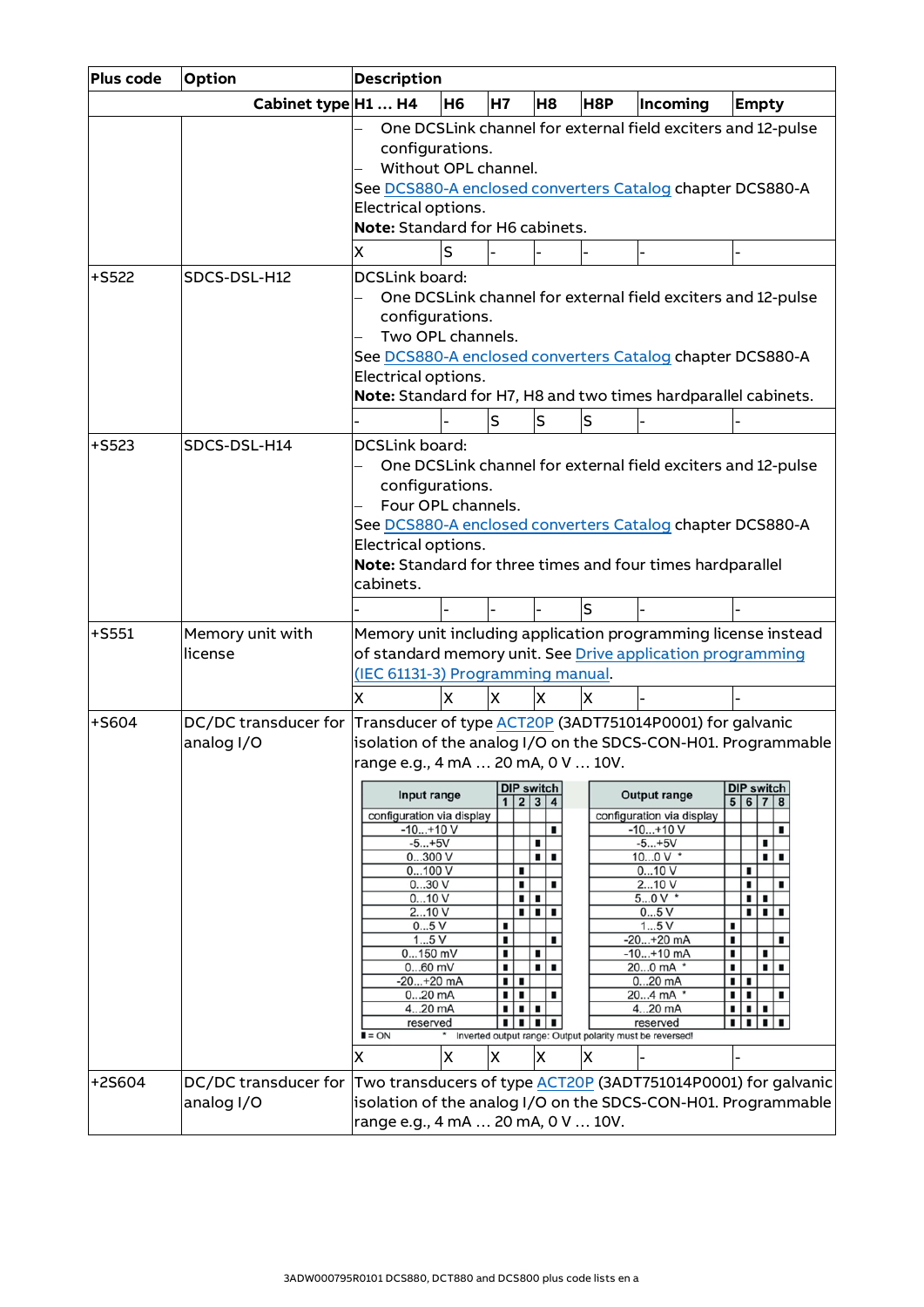| Plus code | Option | Description | | | | | | |
|---|---|---|---|---|---|---|---|---|
| | Cabinet type | H1 … H4 | H6 | H7 | H8 | H8P | Incoming | Empty |
| | | – One DCSLink channel for external field exciters and 12-pulse configurations.<br>– Without OPL channel.<br>See DCS880-A enclosed converters Catalog chapter DCS880-A Electrical options.<br>**Note:** Standard for H6 cabinets. | | | | | | |
| | | X | S | - | - | - | - | - |
| +S522 | SDCS-DSL-H12 | DCSLink board:<br>– One DCSLink channel for external field exciters and 12-pulse configurations.<br>– Two OPL channels.<br>See DCS880-A enclosed converters Catalog chapter DCS880-A Electrical options.<br>**Note:** Standard for H7, H8 and two times hardparallel cabinets. | | | | | | |
| | | - | - | S | S | S | - | - |
| +S523 | SDCS-DSL-H14 | DCSLink board:<br>– One DCSLink channel for external field exciters and 12-pulse configurations.<br>– Four OPL channels.<br>See DCS880-A enclosed converters Catalog chapter DCS880-A Electrical options.<br>**Note:** Standard for three times and four times hardparallel cabinets. | | | | | | |
| | | - | - | - | - | S | - | - |
| +S551 | Memory unit with license | Memory unit including application programming license instead of standard memory unit. See Drive application programming (IEC 61131-3) Programming manual. | | | | | | |
| | | X | X | X | X | X | - | - |
| +S604 | DC/DC transducer for analog I/O | Transducer of type ACT20P (3ADT751014P0001) for galvanic isolation of the analog I/O on the SDCS-CON-H01. Programmable range e.g., 4 mA … 20 mA, 0 V … 10V. | | | | | | |
| | | X | X | X | X | X | - | - |
| +2S604 | DC/DC transducer for analog I/O | Two transducers of type ACT20P (3ADT751014P0001) for galvanic isolation of the analog I/O on the SDCS-CON-H01. Programmable range e.g., 4 mA … 20 mA, 0 V … 10V. | | | | | | |

| Input range | DIP 1 | DIP 2 | DIP 3 | DIP 4 | Output range | DIP 5 | DIP 6 | DIP 7 | DIP 8 |
|---|---|---|---|---|---|---|---|---|---|
| configuration via display | | | | | configuration via display | | | | |
| -10...+10 V | | | | ■ | -10...+10 V | | | | ■ |
| -5...+5V | | | ■ | | -5...+5V | | | ■ | |
| 0...300 V | | | ■ | ■ | 10...0 V * | | | ■ | ■ |
| 0...100 V | | ■ | | | 0...10 V | | ■ | | |
| 0...30 V | | ■ | | ■ | 2...10 V | | ■ | | ■ |
| 0...10 V | | ■ | ■ | | 5...0 V * | | ■ | ■ | |
| 2...10 V | | ■ | ■ | ■ | 0...5 V | | ■ | ■ | ■ |
| 0...5 V | ■ | | | | 1...5 V | ■ | | | |
| 1...5 V | ■ | | | ■ | -20...+20 mA | ■ | | | ■ |
| 0...150 mV | ■ | | ■ | | -10...+10 mA | ■ | | ■ | |
| 0...60 mV | ■ | | ■ | ■ | 20...0 mA * | ■ | | ■ | ■ |
| -20...+20 mA | ■ | ■ | | | 0...20 mA | ■ | ■ | | |
| 0...20 mA | ■ | ■ | | ■ | 20...4 mA * | ■ | ■ | | ■ |
| 4...20 mA | ■ | ■ | ■ | | 4...20 mA | ■ | ■ | ■ | |
| reserved | ■ | ■ | ■ | ■ | reserved | ■ | ■ | ■ | ■ |

■ = ON   * Inverted output range: Output polarity must be reversed!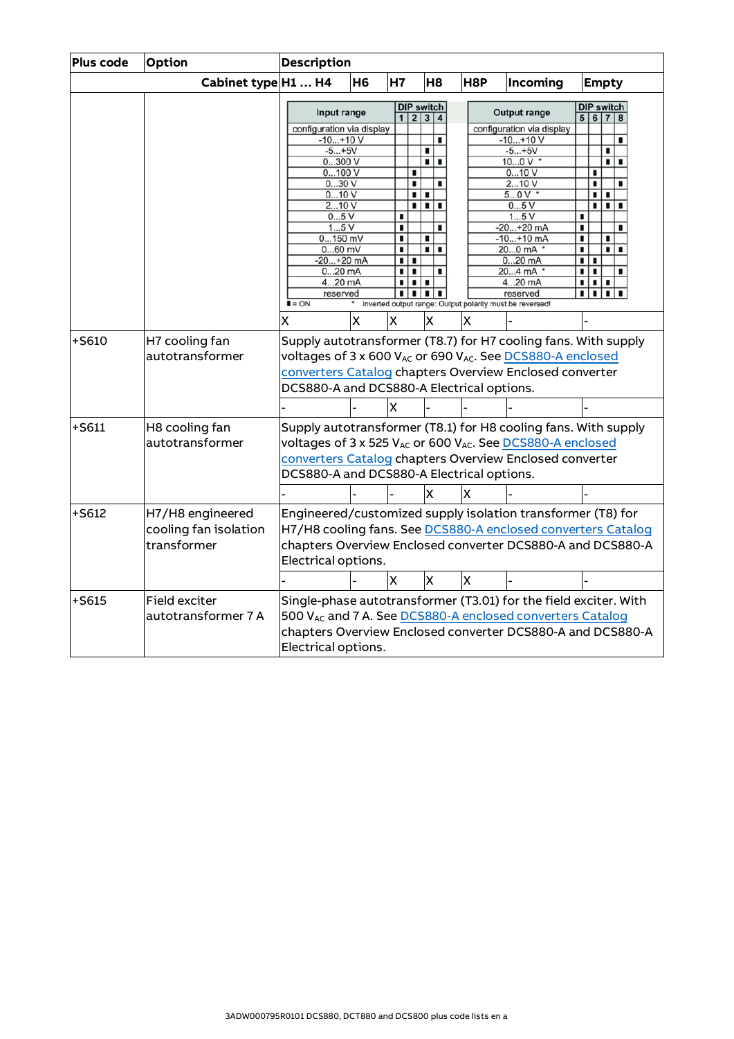| Plus code | Option | Description | | | | | | |
|---|---|---|---|---|---|---|---|---|
| | Cabinet type | H1 … H4 | H6 | H7 | H8 | H8P | Incoming | Empty |
| | | (see DIP switch table below) | | | | | | |
| | | X | X | X | X | X | - | - |
| +S610 | H7 cooling fan autotransformer | Supply autotransformer (T8.7) for H7 cooling fans. With supply voltages of 3 x 600 $V_{AC}$ or 690 $V_{AC}$. See DCS880-A enclosed converters Catalog chapters Overview Enclosed converter DCS880-A and DCS880-A Electrical options. | | | | | | |
| | | - | - | X | - | - | - | - |
| +S611 | H8 cooling fan autotransformer | Supply autotransformer (T8.1) for H8 cooling fans. With supply voltages of 3 x 525 $V_{AC}$ or 600 $V_{AC}$. See DCS880-A enclosed converters Catalog chapters Overview Enclosed converter DCS880-A and DCS880-A Electrical options. | | | | | | |
| | | - | - | - | X | X | - | - |
| +S612 | H7/H8 engineered cooling fan isolation transformer | Engineered/customized supply isolation transformer (T8) for H7/H8 cooling fans. See DCS880-A enclosed converters Catalog chapters Overview Enclosed converter DCS880-A and DCS880-A Electrical options. | | | | | | |
| | | - | - | X | X | X | - | - |
| +S615 | Field exciter autotransformer 7 A | Single-phase autotransformer (T3.01) for the field exciter. With 500 $V_{AC}$ and 7 A. See DCS880-A enclosed converters Catalog chapters Overview Enclosed converter DCS880-A and DCS880-A Electrical options. | | | | | | |

DIP switch table:

| Input range | DIP switch 1 | 2 | 3 | 4 | Output range | DIP switch 5 | 6 | 7 | 8 |
|---|---|---|---|---|---|---|---|---|---|
| configuration via display | | | | | configuration via display | | | | |
| -10…+10 V | | | | ■ | -10…+10 V | | | | ■ |
| -5…+5V | | | ■ | | -5…+5V | | | ■ | |
| 0…300 V | | | ■ | ■ | 10…0 V * | | | ■ | ■ |
| 0…100 V | | ■ | | | 0…10 V | | ■ | | |
| 0…30 V | | ■ | | ■ | 2…10 V | | ■ | | ■ |
| 0…10 V | | ■ | ■ | | 5…0 V * | | ■ | ■ | |
| 2…10 V | | ■ | ■ | ■ | 0…5 V | | ■ | ■ | ■ |
| 0…5 V | ■ | | | | 1…5 V | ■ | | | |
| 1…5 V | ■ | | | ■ | -20…+20 mA | ■ | | | ■ |
| 0…150 mV | ■ | | ■ | | -10…+10 mA | ■ | | ■ | |
| 0…60 mV | ■ | | ■ | ■ | 20…0 mA * | ■ | | ■ | ■ |
| -20…+20 mA | ■ | ■ | | | 0…20 mA | ■ | ■ | | |
| 0…20 mA | ■ | ■ | | ■ | 20…4 mA * | ■ | ■ | | ■ |
| 4…20 mA | ■ | ■ | ■ | | 4…20 mA | ■ | ■ | ■ | |
| reserved | ■ | ■ | ■ | ■ | reserved | ■ | ■ | ■ | ■ |

■ = ON   * Inverted output range: Output polarity must be reversed!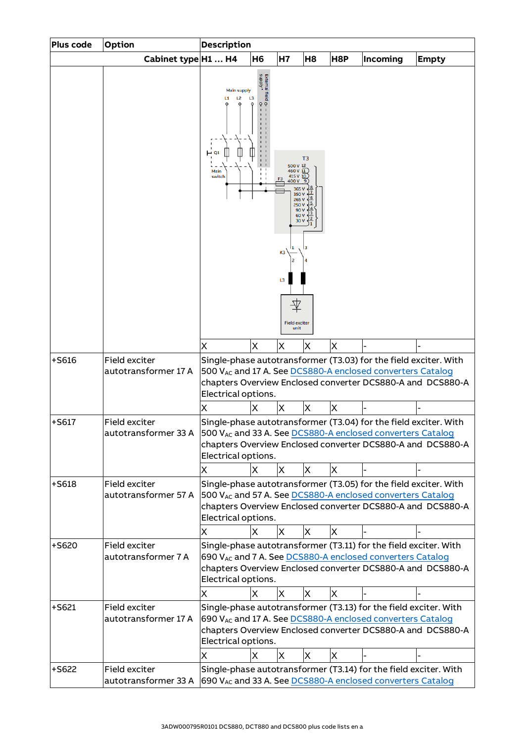| Plus code | Option | Description | | | | | | |
|---|---|---|---|---|---|---|---|---|
| | Cabinet type | H1 … H4 | H6 | H7 | H8 | H8P | Incoming | Empty |
| | | Main supply L1 L2 L3, External field supply*, Q1, Main switch, T3, 500 V 12, 460 V 11, 415 V 10, 400 V 9, F3, 365 V 8, 350 V 7, 265 V 6, 250 V 5, 90 V 4, 60 V 3, 30 V 2, 1, K3 1 2 3 4, L3, Field exciter unit | | | | | | |
| | | X | X | X | X | X | - | - |
| +S616 | Field exciter autotransformer 17 A | Single-phase autotransformer (T3.03) for the field exciter. With 500 $V_{AC}$ and 17 A. See DCS880-A enclosed converters Catalog chapters Overview Enclosed converter DCS880-A and DCS880-A Electrical options. | | | | | | |
| | | X | X | X | X | X | - | - |
| +S617 | Field exciter autotransformer 33 A | Single-phase autotransformer (T3.04) for the field exciter. With 500 $V_{AC}$ and 33 A. See DCS880-A enclosed converters Catalog chapters Overview Enclosed converter DCS880-A and DCS880-A Electrical options. | | | | | | |
| | | X | X | X | X | X | - | - |
| +S618 | Field exciter autotransformer 57 A | Single-phase autotransformer (T3.05) for the field exciter. With 500 $V_{AC}$ and 57 A. See DCS880-A enclosed converters Catalog chapters Overview Enclosed converter DCS880-A and DCS880-A Electrical options. | | | | | | |
| | | X | X | X | X | X | - | - |
| +S620 | Field exciter autotransformer 7 A | Single-phase autotransformer (T3.11) for the field exciter. With 690 $V_{AC}$ and 7 A. See DCS880-A enclosed converters Catalog chapters Overview Enclosed converter DCS880-A and DCS880-A Electrical options. | | | | | | |
| | | X | X | X | X | X | - | - |
| +S621 | Field exciter autotransformer 17 A | Single-phase autotransformer (T3.13) for the field exciter. With 690 $V_{AC}$ and 17 A. See DCS880-A enclosed converters Catalog chapters Overview Enclosed converter DCS880-A and DCS880-A Electrical options. | | | | | | |
| | | X | X | X | X | X | - | - |
| +S622 | Field exciter autotransformer 33 A | Single-phase autotransformer (T3.14) for the field exciter. With 690 $V_{AC}$ and 33 A. See DCS880-A enclosed converters Catalog | | | | | | |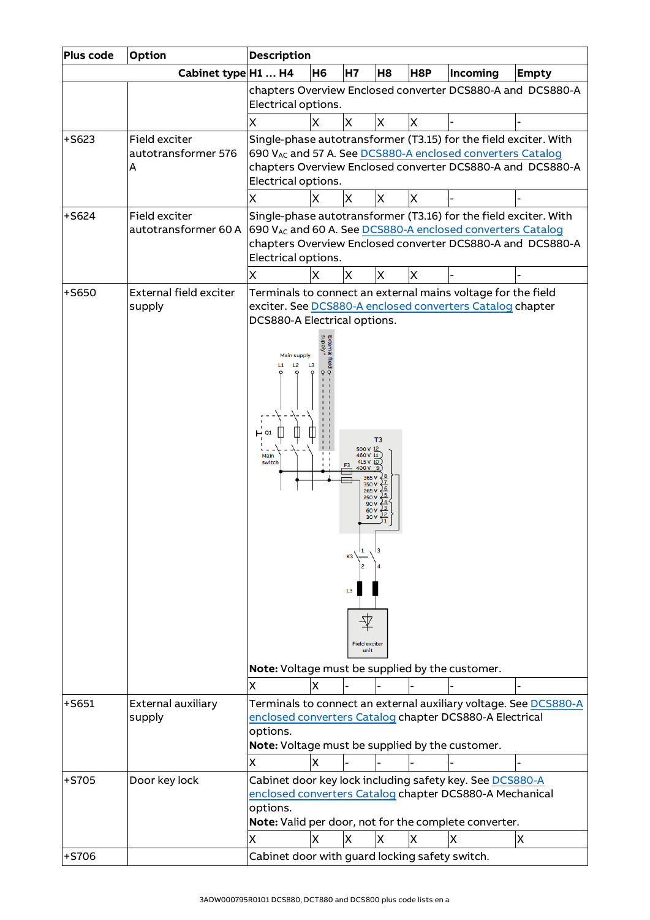| Plus code | Option | Description | | | | | | |
|---|---|---|---|---|---|---|---|---|
| | Cabinet type | H1 … H4 | H6 | H7 | H8 | H8P | Incoming | Empty |
| | | chapters Overview Enclosed converter DCS880-A and DCS880-A Electrical options. | | | | | | |
| | | X | X | X | X | X | - | - |
| +S623 | Field exciter autotransformer 576 A | Single-phase autotransformer (T3.15) for the field exciter. With 690 $V_{AC}$ and 57 A. See DCS880-A enclosed converters Catalog chapters Overview Enclosed converter DCS880-A and DCS880-A Electrical options. | | | | | | |
| | | X | X | X | X | X | - | - |
| +S624 | Field exciter autotransformer 60 A | Single-phase autotransformer (T3.16) for the field exciter. With 690 $V_{AC}$ and 60 A. See DCS880-A enclosed converters Catalog chapters Overview Enclosed converter DCS880-A and DCS880-A Electrical options. | | | | | | |
| | | X | X | X | X | X | - | - |
| +S650 | External field exciter supply | Terminals to connect an external mains voltage for the field exciter. See DCS880-A enclosed converters Catalog chapter DCS880-A Electrical options. **Note:** Voltage must be supplied by the customer. | | | | | | |
| | | X | X | - | - | - | - | - |
| +S651 | External auxiliary supply | Terminals to connect an external auxiliary voltage. See DCS880-A enclosed converters Catalog chapter DCS880-A Electrical options. **Note:** Voltage must be supplied by the customer. | | | | | | |
| | | X | X | - | - | - | - | - |
| +S705 | Door key lock | Cabinet door key lock including safety key. See DCS880-A enclosed converters Catalog chapter DCS880-A Mechanical options. **Note:** Valid per door, not for the complete converter. | | | | | | |
| | | X | X | X | X | X | X | X |
| +S706 | | Cabinet door with guard locking safety switch. | | | | | | |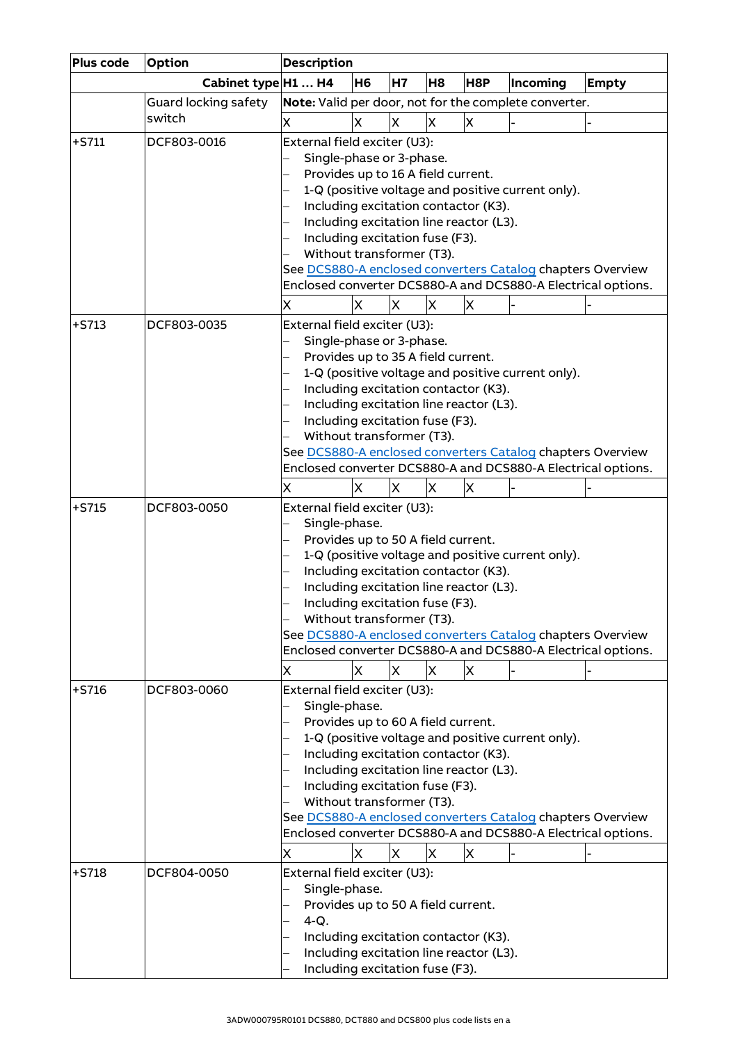| Plus code | Option | Description | | | | | | |
|---|---|---|---|---|---|---|---|---|
| | Cabinet type | H1 … H4 | H6 | H7 | H8 | H8P | Incoming | Empty |
| | Guard locking safety switch | **Note:** Valid per door, not for the complete converter. | | | | | | |
| | | X | X | X | X | X | - | - |
| +S711 | DCF803-0016 | External field exciter (U3):<br>– Single-phase or 3-phase.<br>– Provides up to 16 A field current.<br>– 1-Q (positive voltage and positive current only).<br>– Including excitation contactor (K3).<br>– Including excitation line reactor (L3).<br>– Including excitation fuse (F3).<br>– Without transformer (T3).<br>See DCS880-A enclosed converters Catalog chapters Overview Enclosed converter DCS880-A and DCS880-A Electrical options. | | | | | | |
| | | X | X | X | X | X | - | - |
| +S713 | DCF803-0035 | External field exciter (U3):<br>– Single-phase or 3-phase.<br>– Provides up to 35 A field current.<br>– 1-Q (positive voltage and positive current only).<br>– Including excitation contactor (K3).<br>– Including excitation line reactor (L3).<br>– Including excitation fuse (F3).<br>– Without transformer (T3).<br>See DCS880-A enclosed converters Catalog chapters Overview Enclosed converter DCS880-A and DCS880-A Electrical options. | | | | | | |
| | | X | X | X | X | X | - | - |
| +S715 | DCF803-0050 | External field exciter (U3):<br>– Single-phase.<br>– Provides up to 50 A field current.<br>– 1-Q (positive voltage and positive current only).<br>– Including excitation contactor (K3).<br>– Including excitation line reactor (L3).<br>– Including excitation fuse (F3).<br>– Without transformer (T3).<br>See DCS880-A enclosed converters Catalog chapters Overview Enclosed converter DCS880-A and DCS880-A Electrical options. | | | | | | |
| | | X | X | X | X | X | - | - |
| +S716 | DCF803-0060 | External field exciter (U3):<br>– Single-phase.<br>– Provides up to 60 A field current.<br>– 1-Q (positive voltage and positive current only).<br>– Including excitation contactor (K3).<br>– Including excitation line reactor (L3).<br>– Including excitation fuse (F3).<br>– Without transformer (T3).<br>See DCS880-A enclosed converters Catalog chapters Overview Enclosed converter DCS880-A and DCS880-A Electrical options. | | | | | | |
| | | X | X | X | X | X | - | - |
| +S718 | DCF804-0050 | External field exciter (U3):<br>– Single-phase.<br>– Provides up to 50 A field current.<br>– 4-Q.<br>– Including excitation contactor (K3).<br>– Including excitation line reactor (L3).<br>– Including excitation fuse (F3). | | | | | | |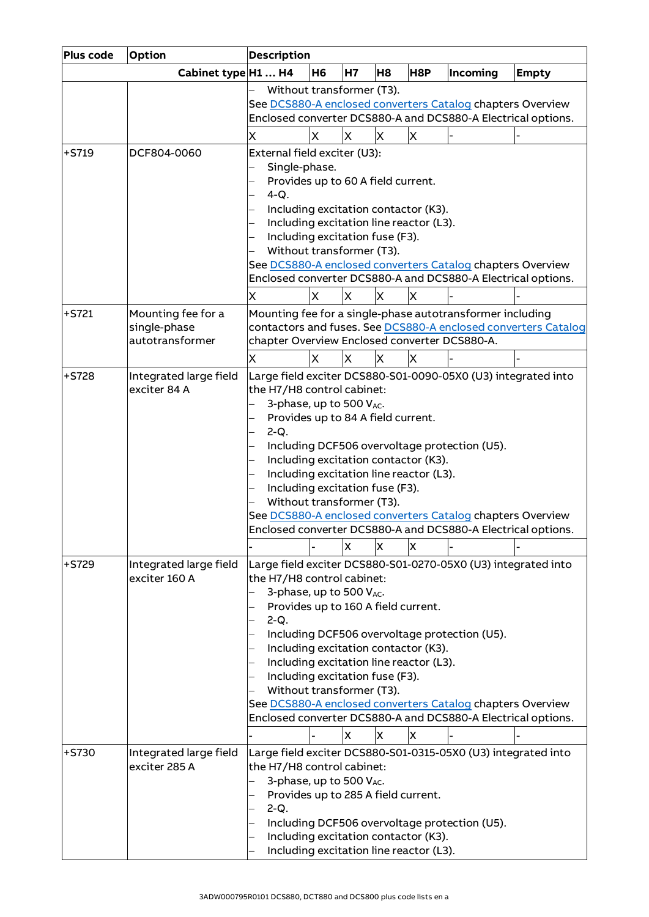| Plus code | Option | Description | | | | | | |
|---|---|---|---|---|---|---|---|---|
| | Cabinet type | H1 … H4 | H6 | H7 | H8 | H8P | Incoming | Empty |
| | | – Without transformer (T3).<br>See DCS880-A enclosed converters Catalog chapters Overview Enclosed converter DCS880-A and DCS880-A Electrical options. | | | | | | |
| | | X | X | X | X | X | - | - |
| +S719 | DCF804-0060 | External field exciter (U3):<br>– Single-phase.<br>– Provides up to 60 A field current.<br>– 4-Q.<br>– Including excitation contactor (K3).<br>– Including excitation line reactor (L3).<br>– Including excitation fuse (F3).<br>– Without transformer (T3).<br>See DCS880-A enclosed converters Catalog chapters Overview Enclosed converter DCS880-A and DCS880-A Electrical options. | | | | | | |
| | | X | X | X | X | X | - | - |
| +S721 | Mounting fee for a single-phase autotransformer | Mounting fee for a single-phase autotransformer including contactors and fuses. See DCS880-A enclosed converters Catalog chapter Overview Enclosed converter DCS880-A. | | | | | | |
| | | X | X | X | X | X | - | - |
| +S728 | Integrated large field exciter 84 A | Large field exciter DCS880-S01-0090-05X0 (U3) integrated into the H7/H8 control cabinet:<br>– 3-phase, up to 500 $V_{AC}$.<br>– Provides up to 84 A field current.<br>– 2-Q.<br>– Including DCF506 overvoltage protection (U5).<br>– Including excitation contactor (K3).<br>– Including excitation line reactor (L3).<br>– Including excitation fuse (F3).<br>– Without transformer (T3).<br>See DCS880-A enclosed converters Catalog chapters Overview Enclosed converter DCS880-A and DCS880-A Electrical options. | | | | | | |
| | | - | - | X | X | X | - | - |
| +S729 | Integrated large field exciter 160 A | Large field exciter DCS880-S01-0270-05X0 (U3) integrated into the H7/H8 control cabinet:<br>– 3-phase, up to 500 $V_{AC}$.<br>– Provides up to 160 A field current.<br>– 2-Q.<br>– Including DCF506 overvoltage protection (U5).<br>– Including excitation contactor (K3).<br>– Including excitation line reactor (L3).<br>– Including excitation fuse (F3).<br>– Without transformer (T3).<br>See DCS880-A enclosed converters Catalog chapters Overview Enclosed converter DCS880-A and DCS880-A Electrical options. | | | | | | |
| | | - | - | X | X | X | - | - |
| +S730 | Integrated large field exciter 285 A | Large field exciter DCS880-S01-0315-05X0 (U3) integrated into the H7/H8 control cabinet:<br>– 3-phase, up to 500 $V_{AC}$.<br>– Provides up to 285 A field current.<br>– 2-Q.<br>– Including DCF506 overvoltage protection (U5).<br>– Including excitation contactor (K3).<br>– Including excitation line reactor (L3). | | | | | | |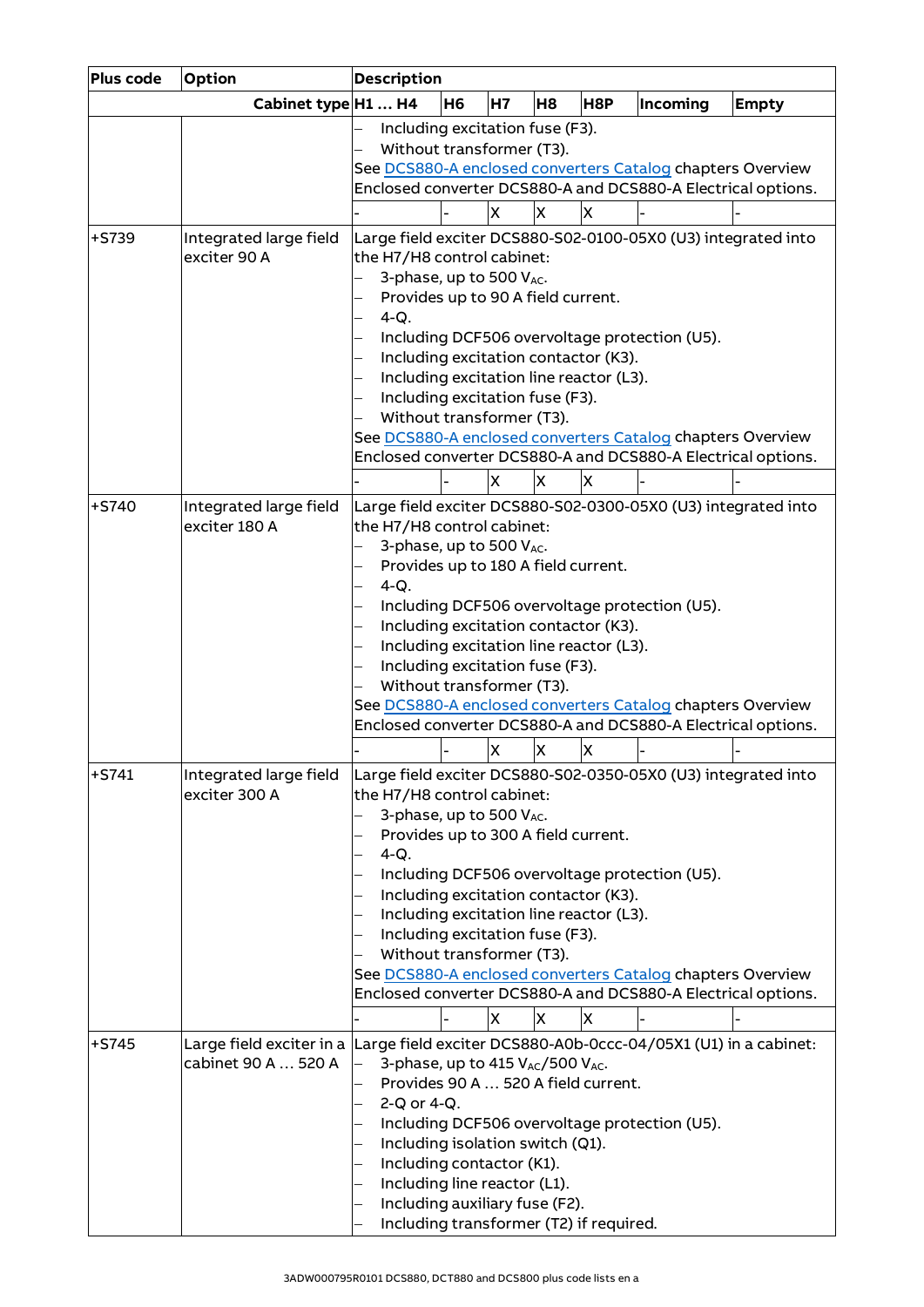| Plus code | Option | Description | | | | | | |
|---|---|---|---|---|---|---|---|---|
| | Cabinet type | H1 … H4 | H6 | H7 | H8 | H8P | Incoming | Empty |
| | | – Including excitation fuse (F3).<br>– Without transformer (T3).<br>See DCS880-A enclosed converters Catalog chapters Overview Enclosed converter DCS880-A and DCS880-A Electrical options. | | | | | | |
| | | - | - | X | X | X | - | - |
| +S739 | Integrated large field exciter 90 A | Large field exciter DCS880-S02-0100-05X0 (U3) integrated into the H7/H8 control cabinet:<br>– 3-phase, up to 500 $V_{AC}$.<br>– Provides up to 90 A field current.<br>– 4-Q.<br>– Including DCF506 overvoltage protection (U5).<br>– Including excitation contactor (K3).<br>– Including excitation line reactor (L3).<br>– Including excitation fuse (F3).<br>– Without transformer (T3).<br>See DCS880-A enclosed converters Catalog chapters Overview Enclosed converter DCS880-A and DCS880-A Electrical options. | | | | | | |
| | | - | - | X | X | X | - | - |
| +S740 | Integrated large field exciter 180 A | Large field exciter DCS880-S02-0300-05X0 (U3) integrated into the H7/H8 control cabinet:<br>– 3-phase, up to 500 $V_{AC}$.<br>– Provides up to 180 A field current.<br>– 4-Q.<br>– Including DCF506 overvoltage protection (U5).<br>– Including excitation contactor (K3).<br>– Including excitation line reactor (L3).<br>– Including excitation fuse (F3).<br>– Without transformer (T3).<br>See DCS880-A enclosed converters Catalog chapters Overview Enclosed converter DCS880-A and DCS880-A Electrical options. | | | | | | |
| | | - | - | X | X | X | - | - |
| +S741 | Integrated large field exciter 300 A | Large field exciter DCS880-S02-0350-05X0 (U3) integrated into the H7/H8 control cabinet:<br>– 3-phase, up to 500 $V_{AC}$.<br>– Provides up to 300 A field current.<br>– 4-Q.<br>– Including DCF506 overvoltage protection (U5).<br>– Including excitation contactor (K3).<br>– Including excitation line reactor (L3).<br>– Including excitation fuse (F3).<br>– Without transformer (T3).<br>See DCS880-A enclosed converters Catalog chapters Overview Enclosed converter DCS880-A and DCS880-A Electrical options. | | | | | | |
| | | - | - | X | X | X | - | - |
| +S745 | Large field exciter in a cabinet 90 A … 520 A | Large field exciter DCS880-A0b-0ccc-04/05X1 (U1) in a cabinet:<br>– 3-phase, up to 415 $V_{AC}$/500 $V_{AC}$.<br>– Provides 90 A … 520 A field current.<br>– 2-Q or 4-Q.<br>– Including DCF506 overvoltage protection (U5).<br>– Including isolation switch (Q1).<br>– Including contactor (K1).<br>– Including line reactor (L1).<br>– Including auxiliary fuse (F2).<br>– Including transformer (T2) if required. | | | | | | |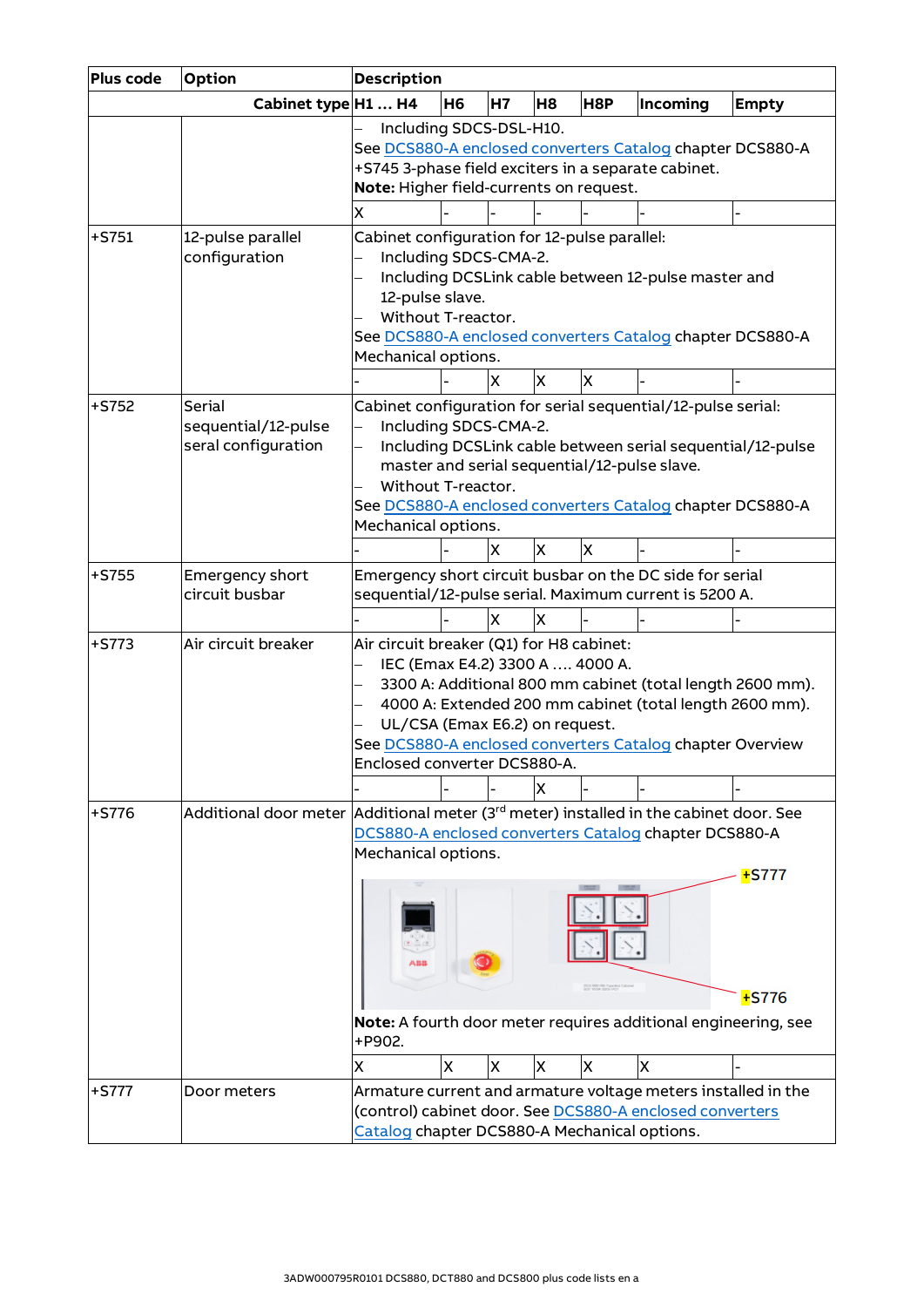| Plus code | Option | Description | | | | | | |
|---|---|---|---|---|---|---|---|---|
| | Cabinet type | H1 … H4 | H6 | H7 | H8 | H8P | Incoming | Empty |
| | | – Including SDCS-DSL-H10.<br>See DCS880-A enclosed converters Catalog chapter DCS880-A +S745 3-phase field exciters in a separate cabinet.<br>**Note:** Higher field-currents on request. | | | | | | |
| | | X | - | - | - | - | - | - |
| +S751 | 12-pulse parallel configuration | Cabinet configuration for 12-pulse parallel:<br>– Including SDCS-CMA-2.<br>– Including DCSLink cable between 12-pulse master and 12-pulse slave.<br>– Without T-reactor.<br>See DCS880-A enclosed converters Catalog chapter DCS880-A Mechanical options. | | | | | | |
| | | - | - | X | X | X | - | - |
| +S752 | Serial sequential/12-pulse seral configuration | Cabinet configuration for serial sequential/12-pulse serial:<br>– Including SDCS-CMA-2.<br>– Including DCSLink cable between serial sequential/12-pulse master and serial sequential/12-pulse slave.<br>– Without T-reactor.<br>See DCS880-A enclosed converters Catalog chapter DCS880-A Mechanical options. | | | | | | |
| | | - | - | X | X | X | - | - |
| +S755 | Emergency short circuit busbar | Emergency short circuit busbar on the DC side for serial sequential/12-pulse serial. Maximum current is 5200 A. | | | | | | |
| | | - | - | X | X | - | - | - |
| +S773 | Air circuit breaker | Air circuit breaker (Q1) for H8 cabinet:<br>– IEC (Emax E4.2) 3300 A …. 4000 A.<br>– 3300 A: Additional 800 mm cabinet (total length 2600 mm).<br>– 4000 A: Extended 200 mm cabinet (total length 2600 mm).<br>– UL/CSA (Emax E6.2) on request.<br>See DCS880-A enclosed converters Catalog chapter Overview Enclosed converter DCS880-A. | | | | | | |
| | | - | - | - | X | - | - | - |
| +S776 | Additional door meter | Additional meter (3rd meter) installed in the cabinet door. See DCS880-A enclosed converters Catalog chapter DCS880-A Mechanical options.<br>+S777<br>+S776<br>**Note:** A fourth door meter requires additional engineering, see +P902. | | | | | | |
| | | X | X | X | X | X | X | - |
| +S777 | Door meters | Armature current and armature voltage meters installed in the (control) cabinet door. See DCS880-A enclosed converters Catalog chapter DCS880-A Mechanical options. | | | | | | |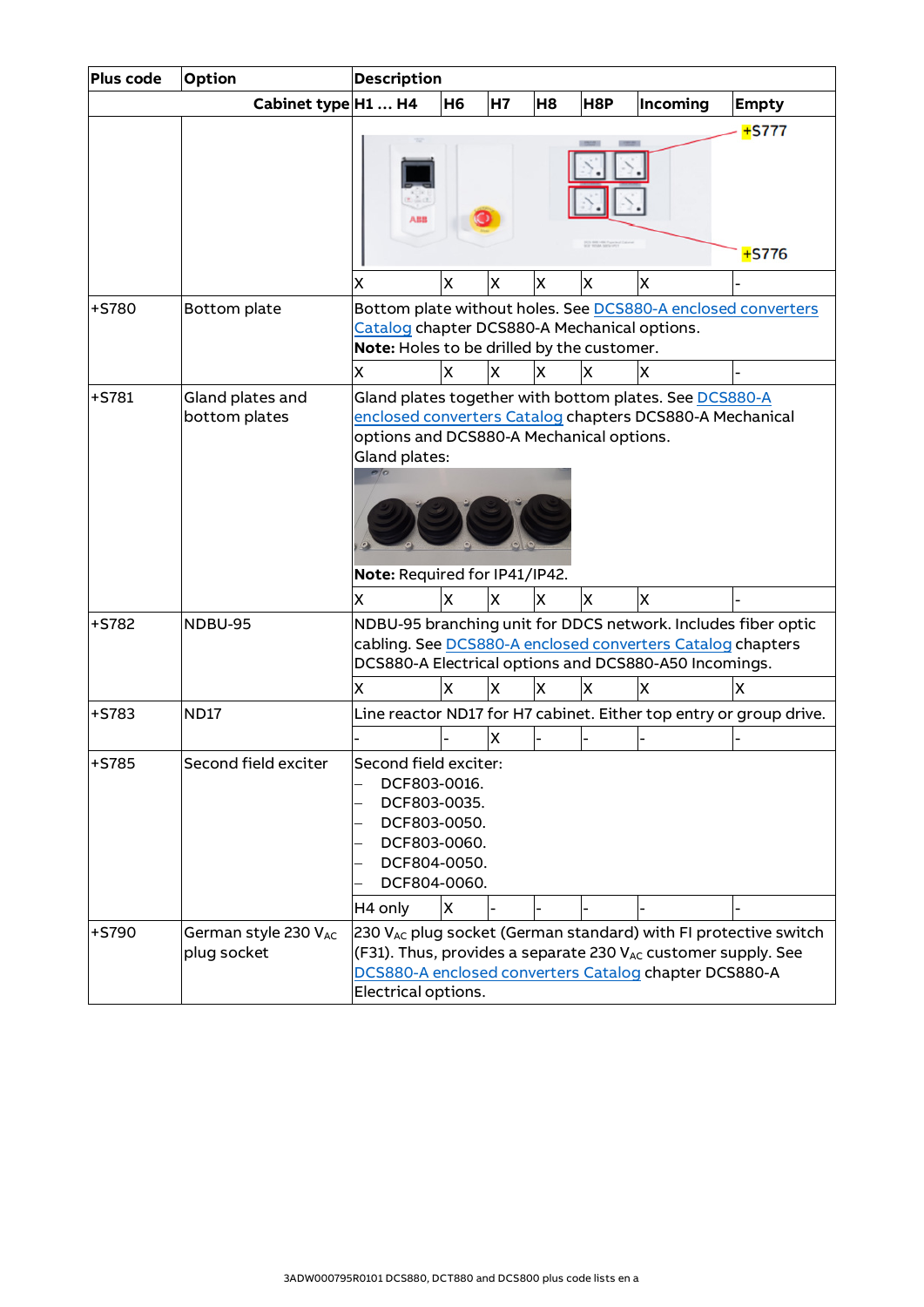| Plus code | Option | Description | | | | | | |
|---|---|---|---|---|---|---|---|---|
| | Cabinet type | H1 … H4 | H6 | H7 | H8 | H8P | Incoming | Empty |
| | | +S777<br>+S776 | | | | | | |
| | | X | X | X | X | X | X | - |
| +S780 | Bottom plate | Bottom plate without holes. See DCS880-A enclosed converters Catalog chapter DCS880-A Mechanical options.<br>**Note:** Holes to be drilled by the customer. | | | | | | |
| | | X | X | X | X | X | X | - |
| +S781 | Gland plates and bottom plates | Gland plates together with bottom plates. See DCS880-A enclosed converters Catalog chapters DCS880-A Mechanical options and DCS880-A Mechanical options.<br>Gland plates:<br>**Note:** Required for IP41/IP42. | | | | | | |
| | | X | X | X | X | X | X | - |
| +S782 | NDBU-95 | NDBU-95 branching unit for DDCS network. Includes fiber optic cabling. See DCS880-A enclosed converters Catalog chapters DCS880-A Electrical options and DCS880-A50 Incomings. | | | | | | |
| | | X | X | X | X | X | X | X |
| +S783 | ND17 | Line reactor ND17 for H7 cabinet. Either top entry or group drive. | | | | | | |
| | | - | - | X | - | - | - | - |
| +S785 | Second field exciter | Second field exciter:<br>– DCF803-0016.<br>– DCF803-0035.<br>– DCF803-0050.<br>– DCF803-0060.<br>– DCF804-0050.<br>– DCF804-0060. | | | | | | |
| | | H4 only | X | - | - | - | - | - |
| +S790 | German style 230 $V_{AC}$ plug socket | 230 $V_{AC}$ plug socket (German standard) with FI protective switch (F31). Thus, provides a separate 230 $V_{AC}$ customer supply. See DCS880-A enclosed converters Catalog chapter DCS880-A Electrical options. | | | | | | |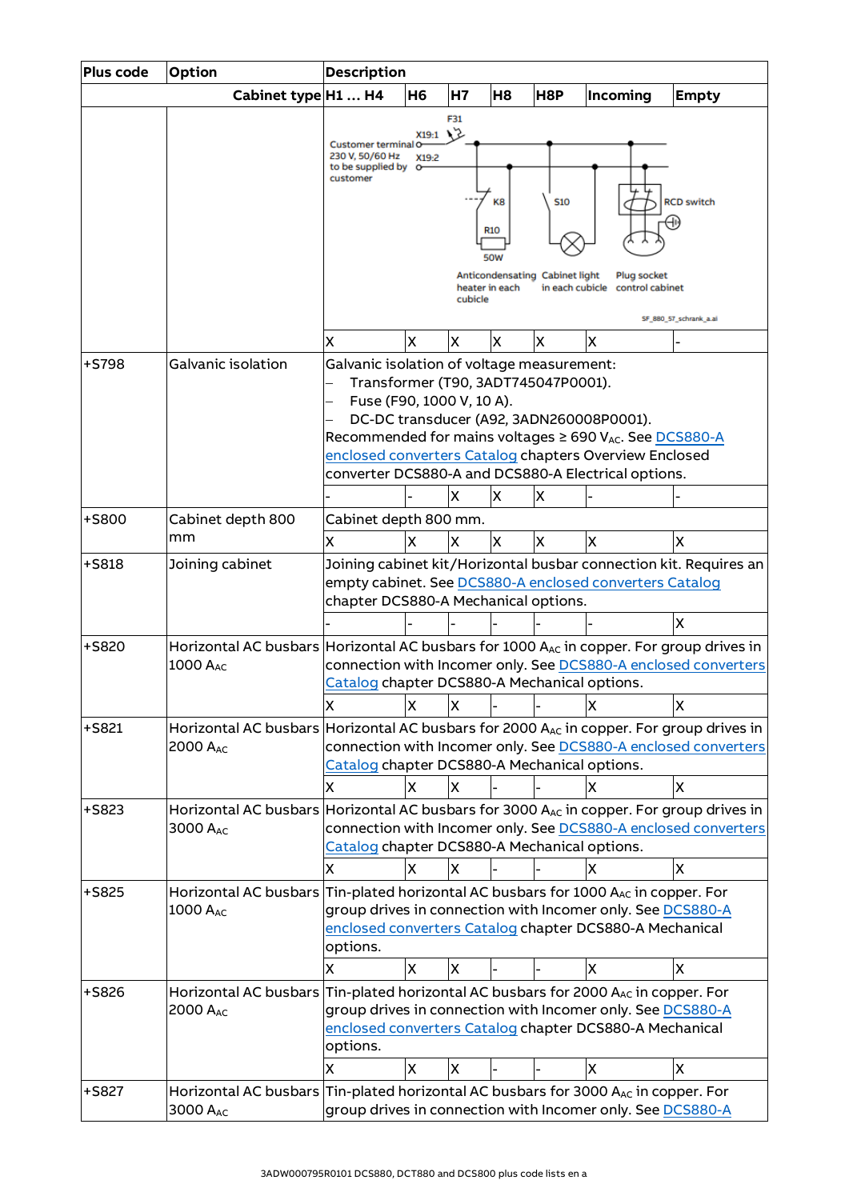| Plus code | Option | Description | | | | | | |
|---|---|---|---|---|---|---|---|---|
| | Cabinet type | H1 … H4 | H6 | H7 | H8 | H8P | Incoming | Empty |
| | | Customer terminal 230 V, 50/60 Hz to be supplied by customer; X19:1; X19:2; F31; K8; R10 50W; Anticondensating heater in each cubicle; S10; Cabinet light in each cubicle; RCD switch; Plug socket control cabinet; SF_880_57_schrank_a.ai | | | | | | |
| | | X | X | X | X | X | X | - |
| +S798 | Galvanic isolation | Galvanic isolation of voltage measurement:<br>– Transformer (T90, 3ADT745047P0001).<br>– Fuse (F90, 1000 V, 10 A).<br>– DC-DC transducer (A92, 3ADN260008P0001).<br>Recommended for mains voltages ≥ 690 V<sub></sub>AC. See DCS880-A enclosed converters Catalog chapters Overview Enclosed converter DCS880-A and DCS880-A Electrical options. | | | | | | |
| | | - | - | X | X | X | - | - |
| +S800 | Cabinet depth 800 mm | Cabinet depth 800 mm. | | | | | | |
| | | X | X | X | X | X | X | X |
| +S818 | Joining cabinet | Joining cabinet kit/Horizontal busbar connection kit. Requires an empty cabinet. See DCS880-A enclosed converters Catalog chapter DCS880-A Mechanical options. | | | | | | |
| | | - | - | - | - | - | - | X |
| +S820 | Horizontal AC busbars 1000 $A_{AC}$ | Horizontal AC busbars for 1000 $A_{AC}$ in copper. For group drives in connection with Incomer only. See DCS880-A enclosed converters Catalog chapter DCS880-A Mechanical options. | | | | | | |
| | | X | X | X | - | - | X | X |
| +S821 | Horizontal AC busbars 2000 $A_{AC}$ | Horizontal AC busbars for 2000 $A_{AC}$ in copper. For group drives in connection with Incomer only. See DCS880-A enclosed converters Catalog chapter DCS880-A Mechanical options. | | | | | | |
| | | X | X | X | - | - | X | X |
| +S823 | Horizontal AC busbars 3000 $A_{AC}$ | Horizontal AC busbars for 3000 $A_{AC}$ in copper. For group drives in connection with Incomer only. See DCS880-A enclosed converters Catalog chapter DCS880-A Mechanical options. | | | | | | |
| | | X | X | X | - | - | X | X |
| +S825 | Horizontal AC busbars 1000 $A_{AC}$ | Tin-plated horizontal AC busbars for 1000 $A_{AC}$ in copper. For group drives in connection with Incomer only. See DCS880-A enclosed converters Catalog chapter DCS880-A Mechanical options. | | | | | | |
| | | X | X | X | - | - | X | X |
| +S826 | Horizontal AC busbars 2000 $A_{AC}$ | Tin-plated horizontal AC busbars for 2000 $A_{AC}$ in copper. For group drives in connection with Incomer only. See DCS880-A enclosed converters Catalog chapter DCS880-A Mechanical options. | | | | | | |
| | | X | X | X | - | - | X | X |
| +S827 | Horizontal AC busbars 3000 $A_{AC}$ | Tin-plated horizontal AC busbars for 3000 $A_{AC}$ in copper. For group drives in connection with Incomer only. See DCS880-A | | | | | | |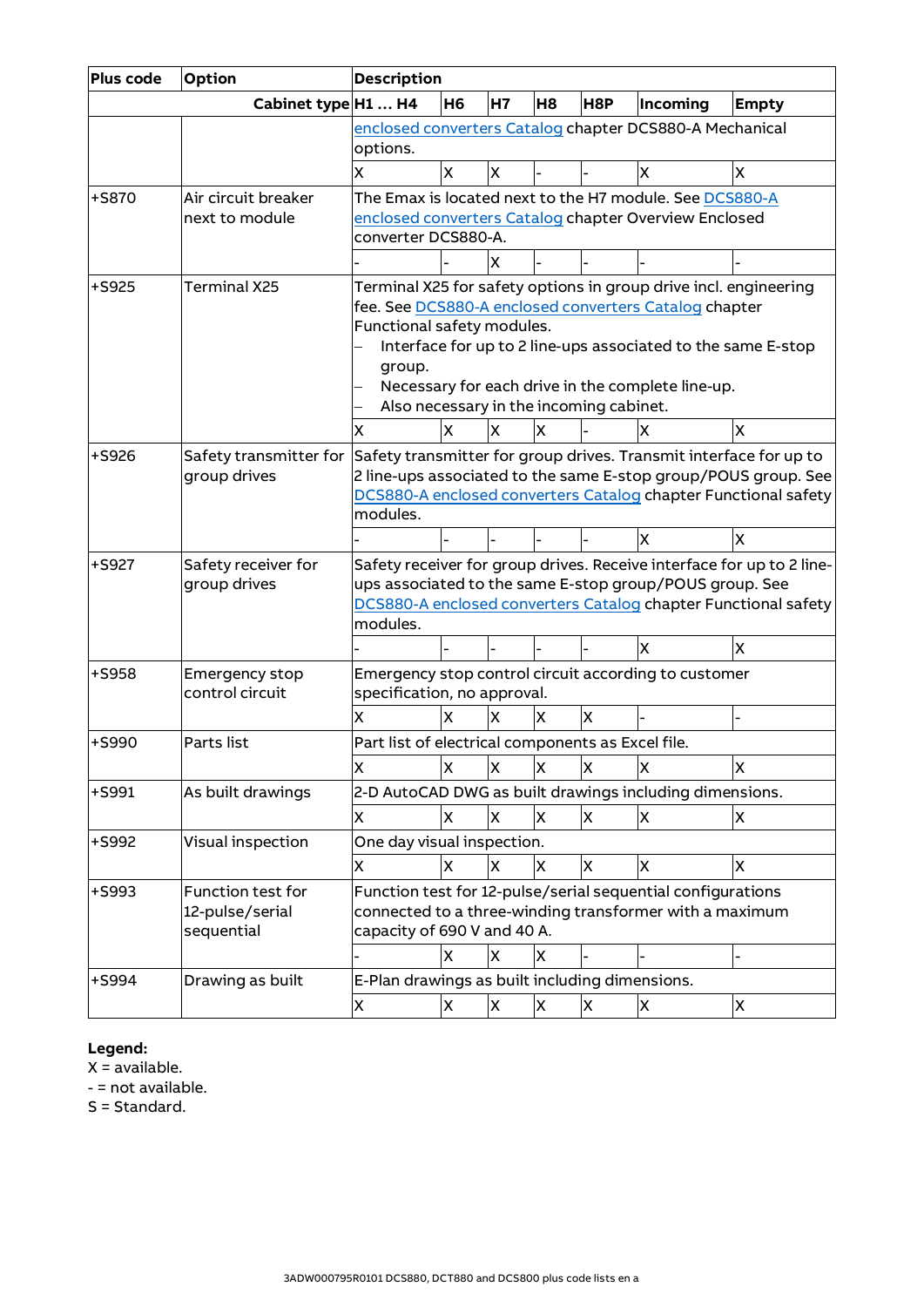| Plus code | Option | Description | | | | | | |
|---|---|---|---|---|---|---|---|---|
| | Cabinet type | H1 … H4 | H6 | H7 | H8 | H8P | Incoming | Empty |
| | | enclosed converters Catalog chapter DCS880-A Mechanical options. | | | | | | |
| | | X | X | X | - | - | X | X |
| +S870 | Air circuit breaker next to module | The Emax is located next to the H7 module. See DCS880-A enclosed converters Catalog chapter Overview Enclosed converter DCS880-A. | | | | | | |
| | | - | - | X | - | - | - | - |
| +S925 | Terminal X25 | Terminal X25 for safety options in group drive incl. engineering fee. See DCS880-A enclosed converters Catalog chapter Functional safety modules.<br>– Interface for up to 2 line-ups associated to the same E-stop group.<br>– Necessary for each drive in the complete line-up.<br>– Also necessary in the incoming cabinet. | | | | | | |
| | | X | X | X | X | - | X | X |
| +S926 | Safety transmitter for group drives | Safety transmitter for group drives. Transmit interface for up to 2 line-ups associated to the same E-stop group/POUS group. See DCS880-A enclosed converters Catalog chapter Functional safety modules. | | | | | | |
| | | - | - | - | - | - | X | X |
| +S927 | Safety receiver for group drives | Safety receiver for group drives. Receive interface for up to 2 line-ups associated to the same E-stop group/POUS group. See DCS880-A enclosed converters Catalog chapter Functional safety modules. | | | | | | |
| | | - | - | - | - | - | X | X |
| +S958 | Emergency stop control circuit | Emergency stop control circuit according to customer specification, no approval. | | | | | | |
| | | X | X | X | X | X | - | - |
| +S990 | Parts list | Part list of electrical components as Excel file. | | | | | | |
| | | X | X | X | X | X | X | X |
| +S991 | As built drawings | 2-D AutoCAD DWG as built drawings including dimensions. | | | | | | |
| | | X | X | X | X | X | X | X |
| +S992 | Visual inspection | One day visual inspection. | | | | | | |
| | | X | X | X | X | X | X | X |
| +S993 | Function test for 12-pulse/serial sequential | Function test for 12-pulse/serial sequential configurations connected to a three-winding transformer with a maximum capacity of 690 V and 40 A. | | | | | | |
| | | - | X | X | X | - | - | - |
| +S994 | Drawing as built | E-Plan drawings as built including dimensions. | | | | | | |
| | | X | X | X | X | X | X | X |

**Legend:**
X = available.
- = not available.
S = Standard.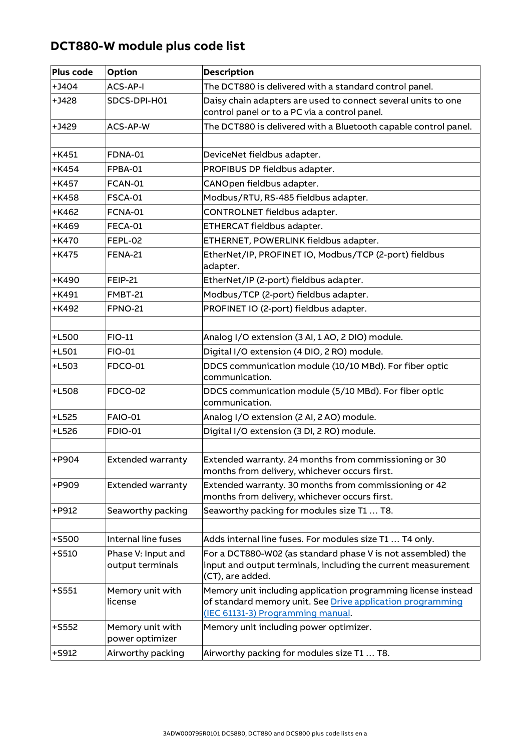## DCT880-W module plus code list

| Plus code | Option | Description |
|---|---|---|
| +J404 | ACS-AP-I | The DCT880 is delivered with a standard control panel. |
| +J428 | SDCS-DPI-H01 | Daisy chain adapters are used to connect several units to one control panel or to a PC via a control panel. |
| +J429 | ACS-AP-W | The DCT880 is delivered with a Bluetooth capable control panel. |
| | | |
| +K451 | FDNA-01 | DeviceNet fieldbus adapter. |
| +K454 | FPBA-01 | PROFIBUS DP fieldbus adapter. |
| +K457 | FCAN-01 | CANOpen fieldbus adapter. |
| +K458 | FSCA-01 | Modbus/RTU, RS-485 fieldbus adapter. |
| +K462 | FCNA-01 | CONTROLNET fieldbus adapter. |
| +K469 | FECA-01 | ETHERCAT fieldbus adapter. |
| +K470 | FEPL-02 | ETHERNET, POWERLINK fieldbus adapter. |
| +K475 | FENA-21 | EtherNet/IP, PROFINET IO, Modbus/TCP (2-port) fieldbus adapter. |
| +K490 | FEIP-21 | EtherNet/IP (2-port) fieldbus adapter. |
| +K491 | FMBT-21 | Modbus/TCP (2-port) fieldbus adapter. |
| +K492 | FPNO-21 | PROFINET IO (2-port) fieldbus adapter. |
| | | |
| +L500 | FIO-11 | Analog I/O extension (3 AI, 1 AO, 2 DIO) module. |
| +L501 | FIO-01 | Digital I/O extension (4 DIO, 2 RO) module. |
| +L503 | FDCO-01 | DDCS communication module (10/10 MBd). For fiber optic communication. |
| +L508 | FDCO-02 | DDCS communication module (5/10 MBd). For fiber optic communication. |
| +L525 | FAIO-01 | Analog I/O extension (2 AI, 2 AO) module. |
| +L526 | FDIO-01 | Digital I/O extension (3 DI, 2 RO) module. |
| | | |
| +P904 | Extended warranty | Extended warranty. 24 months from commissioning or 30 months from delivery, whichever occurs first. |
| +P909 | Extended warranty | Extended warranty. 30 months from commissioning or 42 months from delivery, whichever occurs first. |
| +P912 | Seaworthy packing | Seaworthy packing for modules size T1 … T8. |
| | | |
| +S500 | Internal line fuses | Adds internal line fuses. For modules size T1 … T4 only. |
| +S510 | Phase V: Input and output terminals | For a DCT880-W02 (as standard phase V is not assembled) the input and output terminals, including the current measurement (CT), are added. |
| +S551 | Memory unit with license | Memory unit including application programming license instead of standard memory unit. See Drive application programming (IEC 61131-3) Programming manual. |
| +S552 | Memory unit with power optimizer | Memory unit including power optimizer. |
| +S912 | Airworthy packing | Airworthy packing for modules size T1 … T8. |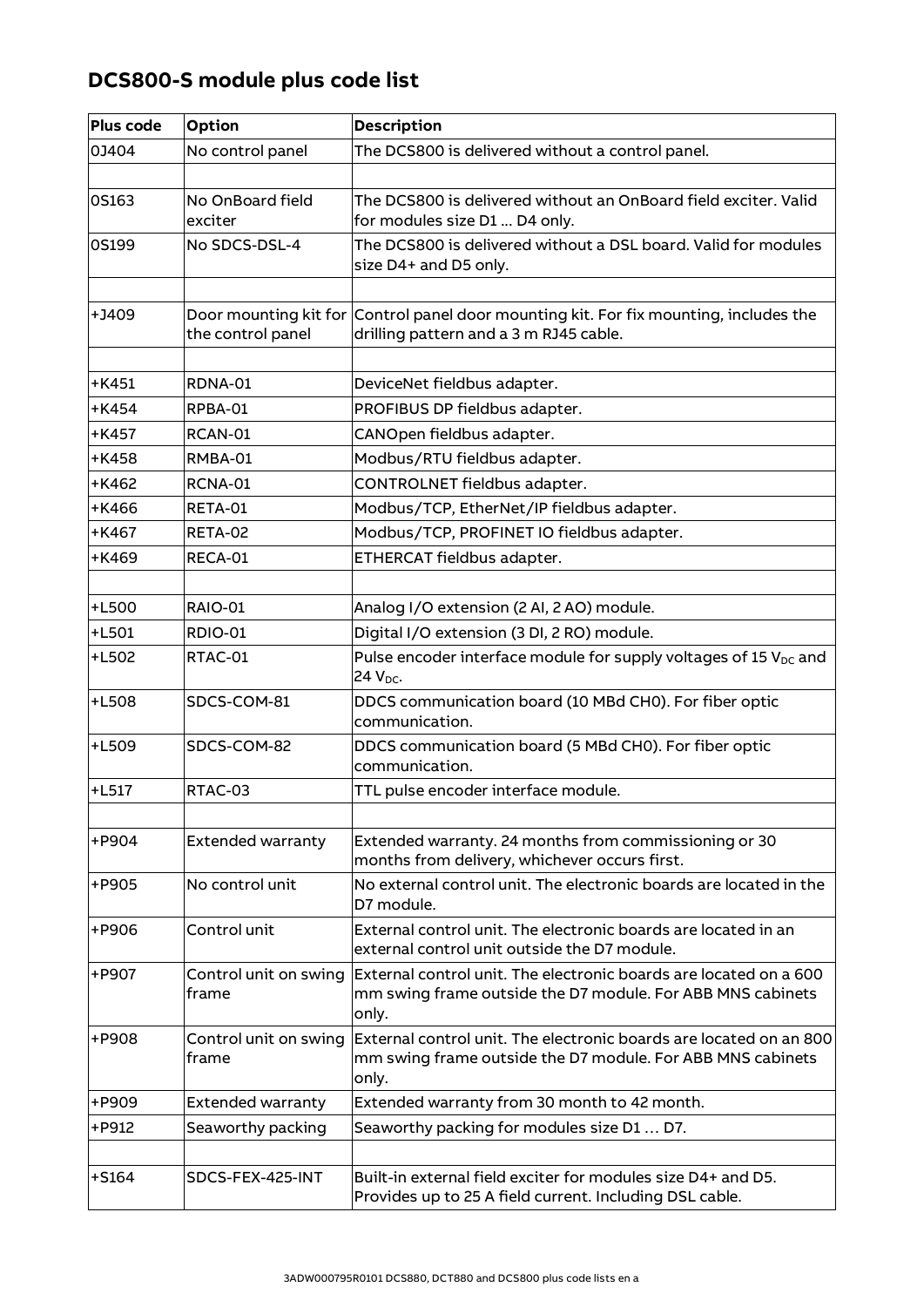## DCS800-S module plus code list

| Plus code | Option | Description |
|---|---|---|
| 0J404 | No control panel | The DCS800 is delivered without a control panel. |
| | | |
| 0S163 | No OnBoard field exciter | The DCS800 is delivered without an OnBoard field exciter. Valid for modules size D1 ... D4 only. |
| 0S199 | No SDCS-DSL-4 | The DCS800 is delivered without a DSL board. Valid for modules size D4+ and D5 only. |
| | | |
| +J409 | Door mounting kit for the control panel | Control panel door mounting kit. For fix mounting, includes the drilling pattern and a 3 m RJ45 cable. |
| | | |
| +K451 | RDNA-01 | DeviceNet fieldbus adapter. |
| +K454 | RPBA-01 | PROFIBUS DP fieldbus adapter. |
| +K457 | RCAN-01 | CANOpen fieldbus adapter. |
| +K458 | RMBA-01 | Modbus/RTU fieldbus adapter. |
| +K462 | RCNA-01 | CONTROLNET fieldbus adapter. |
| +K466 | RETA-01 | Modbus/TCP, EtherNet/IP fieldbus adapter. |
| +K467 | RETA-02 | Modbus/TCP, PROFINET IO fieldbus adapter. |
| +K469 | RECA-01 | ETHERCAT fieldbus adapter. |
| | | |
| +L500 | RAIO-01 | Analog I/O extension (2 AI, 2 AO) module. |
| +L501 | RDIO-01 | Digital I/O extension (3 DI, 2 RO) module. |
| +L502 | RTAC-01 | Pulse encoder interface module for supply voltages of 15 $V_{DC}$ and 24 $V_{DC}$. |
| +L508 | SDCS-COM-81 | DDCS communication board (10 MBd CH0). For fiber optic communication. |
| +L509 | SDCS-COM-82 | DDCS communication board (5 MBd CH0). For fiber optic communication. |
| +L517 | RTAC-03 | TTL pulse encoder interface module. |
| | | |
| +P904 | Extended warranty | Extended warranty. 24 months from commissioning or 30 months from delivery, whichever occurs first. |
| +P905 | No control unit | No external control unit. The electronic boards are located in the D7 module. |
| +P906 | Control unit | External control unit. The electronic boards are located in an external control unit outside the D7 module. |
| +P907 | Control unit on swing frame | External control unit. The electronic boards are located on a 600 mm swing frame outside the D7 module. For ABB MNS cabinets only. |
| +P908 | Control unit on swing frame | External control unit. The electronic boards are located on an 800 mm swing frame outside the D7 module. For ABB MNS cabinets only. |
| +P909 | Extended warranty | Extended warranty from 30 month to 42 month. |
| +P912 | Seaworthy packing | Seaworthy packing for modules size D1 … D7. |
| | | |
| +S164 | SDCS-FEX-425-INT | Built-in external field exciter for modules size D4+ and D5. Provides up to 25 A field current. Including DSL cable. |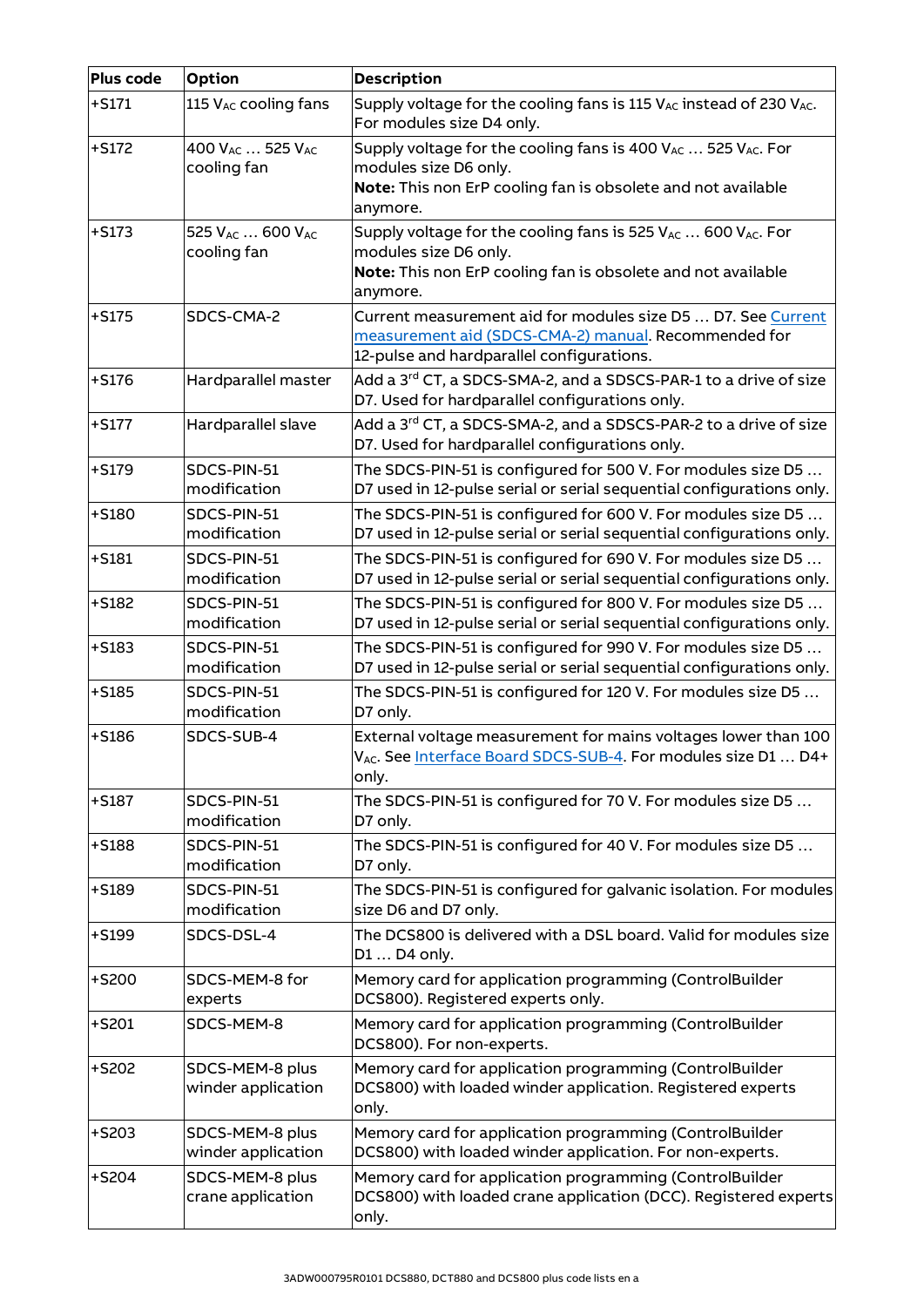| Plus code | Option | Description |
|---|---|---|
| +S171 | 115 $V_{AC}$ cooling fans | Supply voltage for the cooling fans is 115 $V_{AC}$ instead of 230 $V_{AC}$. For modules size D4 only. |
| +S172 | 400 $V_{AC}$ … 525 $V_{AC}$ cooling fan | Supply voltage for the cooling fans is 400 $V_{AC}$ … 525 $V_{AC}$. For modules size D6 only. **Note:** This non ErP cooling fan is obsolete and not available anymore. |
| +S173 | 525 $V_{AC}$ … 600 $V_{AC}$ cooling fan | Supply voltage for the cooling fans is 525 $V_{AC}$ … 600 $V_{AC}$. For modules size D6 only. **Note:** This non ErP cooling fan is obsolete and not available anymore. |
| +S175 | SDCS-CMA-2 | Current measurement aid for modules size D5 … D7. See Current measurement aid (SDCS-CMA-2) manual. Recommended for 12-pulse and hardparallel configurations. |
| +S176 | Hardparallel master | Add a 3rd CT, a SDCS-SMA-2, and a SDSCS-PAR-1 to a drive of size D7. Used for hardparallel configurations only. |
| +S177 | Hardparallel slave | Add a 3rd CT, a SDCS-SMA-2, and a SDSCS-PAR-2 to a drive of size D7. Used for hardparallel configurations only. |
| +S179 | SDCS-PIN-51 modification | The SDCS-PIN-51 is configured for 500 V. For modules size D5 … D7 used in 12-pulse serial or serial sequential configurations only. |
| +S180 | SDCS-PIN-51 modification | The SDCS-PIN-51 is configured for 600 V. For modules size D5 … D7 used in 12-pulse serial or serial sequential configurations only. |
| +S181 | SDCS-PIN-51 modification | The SDCS-PIN-51 is configured for 690 V. For modules size D5 … D7 used in 12-pulse serial or serial sequential configurations only. |
| +S182 | SDCS-PIN-51 modification | The SDCS-PIN-51 is configured for 800 V. For modules size D5 … D7 used in 12-pulse serial or serial sequential configurations only. |
| +S183 | SDCS-PIN-51 modification | The SDCS-PIN-51 is configured for 990 V. For modules size D5 … D7 used in 12-pulse serial or serial sequential configurations only. |
| +S185 | SDCS-PIN-51 modification | The SDCS-PIN-51 is configured for 120 V. For modules size D5 … D7 only. |
| +S186 | SDCS-SUB-4 | External voltage measurement for mains voltages lower than 100 $V_{AC}$. See Interface Board SDCS-SUB-4. For modules size D1 … D4+ only. |
| +S187 | SDCS-PIN-51 modification | The SDCS-PIN-51 is configured for 70 V. For modules size D5 … D7 only. |
| +S188 | SDCS-PIN-51 modification | The SDCS-PIN-51 is configured for 40 V. For modules size D5 … D7 only. |
| +S189 | SDCS-PIN-51 modification | The SDCS-PIN-51 is configured for galvanic isolation. For modules size D6 and D7 only. |
| +S199 | SDCS-DSL-4 | The DCS800 is delivered with a DSL board. Valid for modules size D1 … D4 only. |
| +S200 | SDCS-MEM-8 for experts | Memory card for application programming (ControlBuilder DCS800). Registered experts only. |
| +S201 | SDCS-MEM-8 | Memory card for application programming (ControlBuilder DCS800). For non-experts. |
| +S202 | SDCS-MEM-8 plus winder application | Memory card for application programming (ControlBuilder DCS800) with loaded winder application. Registered experts only. |
| +S203 | SDCS-MEM-8 plus winder application | Memory card for application programming (ControlBuilder DCS800) with loaded winder application. For non-experts. |
| +S204 | SDCS-MEM-8 plus crane application | Memory card for application programming (ControlBuilder DCS800) with loaded crane application (DCC). Registered experts only. |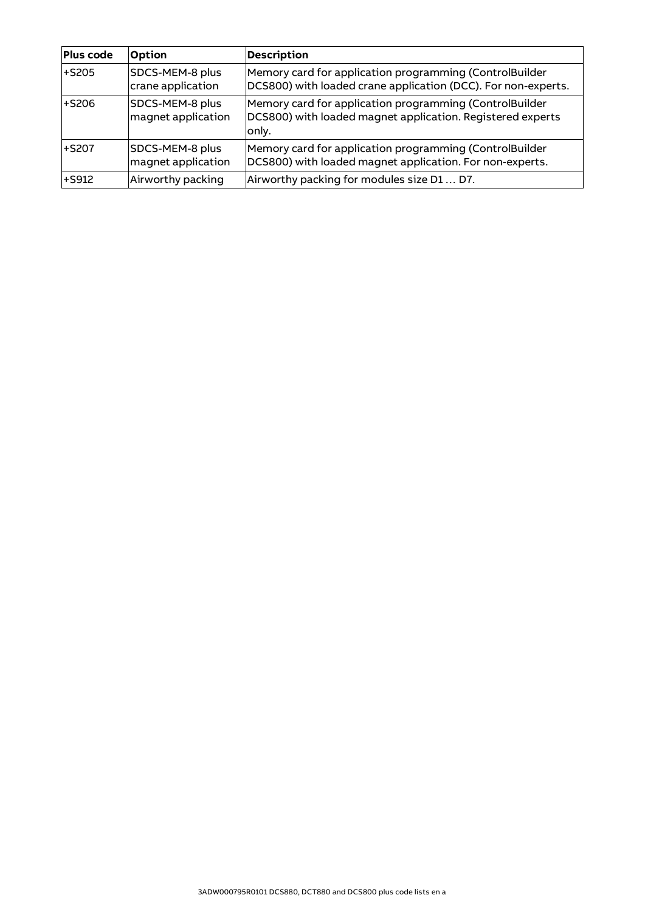| Plus code | Option | Description |
|---|---|---|
| +S205 | SDCS-MEM-8 plus crane application | Memory card for application programming (ControlBuilder DCS800) with loaded crane application (DCC). For non-experts. |
| +S206 | SDCS-MEM-8 plus magnet application | Memory card for application programming (ControlBuilder DCS800) with loaded magnet application. Registered experts only. |
| +S207 | SDCS-MEM-8 plus magnet application | Memory card for application programming (ControlBuilder DCS800) with loaded magnet application. For non-experts. |
| +S912 | Airworthy packing | Airworthy packing for modules size D1 … D7. |